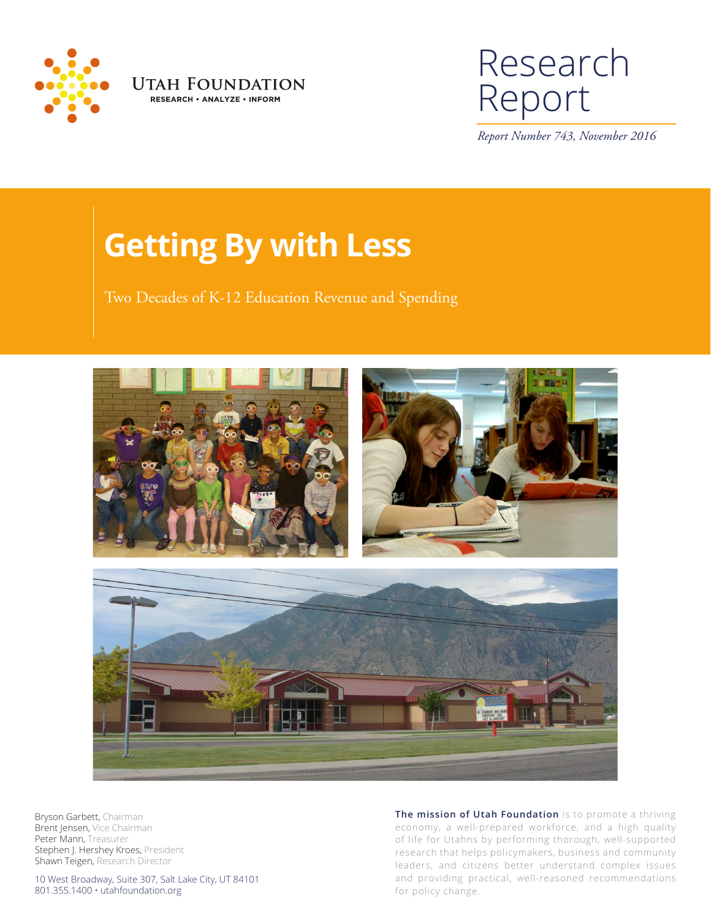Utah Foundation

RESEARCH • ANALYZE • INFORM

# Research Report

*Report Number 743, November 2016*

# Getting By with Less

Two Decades of K-12 Education Revenue and Spending

Bryson Garbett, Chairman
Brent Jensen, Vice Chairman
Peter Mann, Treasurer
Stephen J. Hershey Kroes, President
Shawn Teigen, Research Director

10 West Broadway, Suite 307, Salt Lake City, UT 84101
801.355.1400 • utahfoundation.org

**The mission of Utah Foundation** is to promote a thriving economy, a well-prepared workforce, and a high quality of life for Utahns by performing thorough, well-supported research that helps policymakers, business and community leaders, and citizens better understand complex issues and providing practical, well-reasoned recommendations for policy change.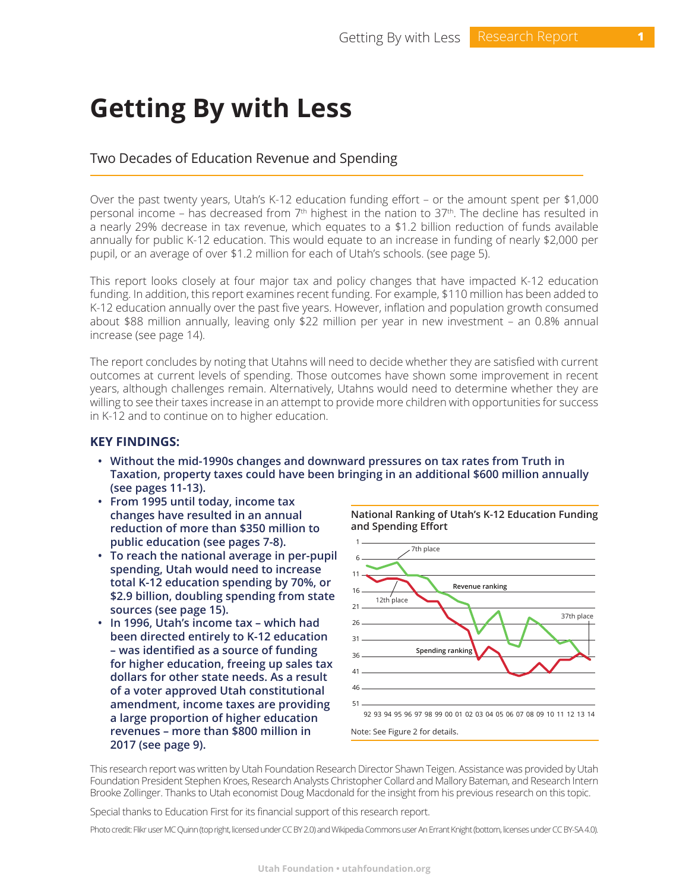# Getting By with Less

## Two Decades of Education Revenue and Spending

Over the past twenty years, Utah's K-12 education funding effort – or the amount spent per $1,000 personal income – has decreased from 7th highest in the nation to 37th. The decline has resulted in a nearly 29% decrease in tax revenue, which equates to a $1.2 billion reduction of funds available annually for public K-12 education. This would equate to an increase in funding of nearly $2,000 per pupil, or an average of over $1.2 million for each of Utah's schools. (see page 5).

This report looks closely at four major tax and policy changes that have impacted K-12 education funding. In addition, this report examines recent funding. For example, $110 million has been added to K-12 education annually over the past five years. However, inflation and population growth consumed about $88 million annually, leaving only $22 million per year in new investment – an 0.8% annual increase (see page 14).

The report concludes by noting that Utahns will need to decide whether they are satisfied with current outcomes at current levels of spending. Those outcomes have shown some improvement in recent years, although challenges remain. Alternatively, Utahns would need to determine whether they are willing to see their taxes increase in an attempt to provide more children with opportunities for success in K-12 and to continue on to higher education.

### KEY FINDINGS:

- **Without the mid-1990s changes and downward pressures on tax rates from Truth in Taxation, property taxes could have been bringing in an additional $600 million annually (see pages 11-13).**
- **From 1995 until today, income tax changes have resulted in an annual reduction of more than $350 million to public education (see pages 7-8).**
- **To reach the national average in per-pupil spending, Utah would need to increase total K-12 education spending by 70%, or $2.9 billion, doubling spending from state sources (see page 15).**
- **In 1996, Utah's income tax – which had been directed entirely to K-12 education – was identified as a source of funding for higher education, freeing up sales tax dollars for other state needs. As a result of a voter approved Utah constitutional amendment, income taxes are providing a large proportion of higher education revenues – more than $800 million in 2017 (see page 9).**

**National Ranking of Utah's K-12 Education Funding and Spending Effort**

Note: See Figure 2 for details.

This research report was written by Utah Foundation Research Director Shawn Teigen. Assistance was provided by Utah Foundation President Stephen Kroes, Research Analysts Christopher Collard and Mallory Bateman, and Research Intern Brooke Zollinger. Thanks to Utah economist Doug Macdonald for the insight from his previous research on this topic.

Special thanks to Education First for its financial support of this research report.

Photo credit: Flikr user MC Quinn (top right, licensed under CC BY 2.0) and Wikipedia Commons user An Errant Knight (bottom, licenses under CC BY-SA 4.0).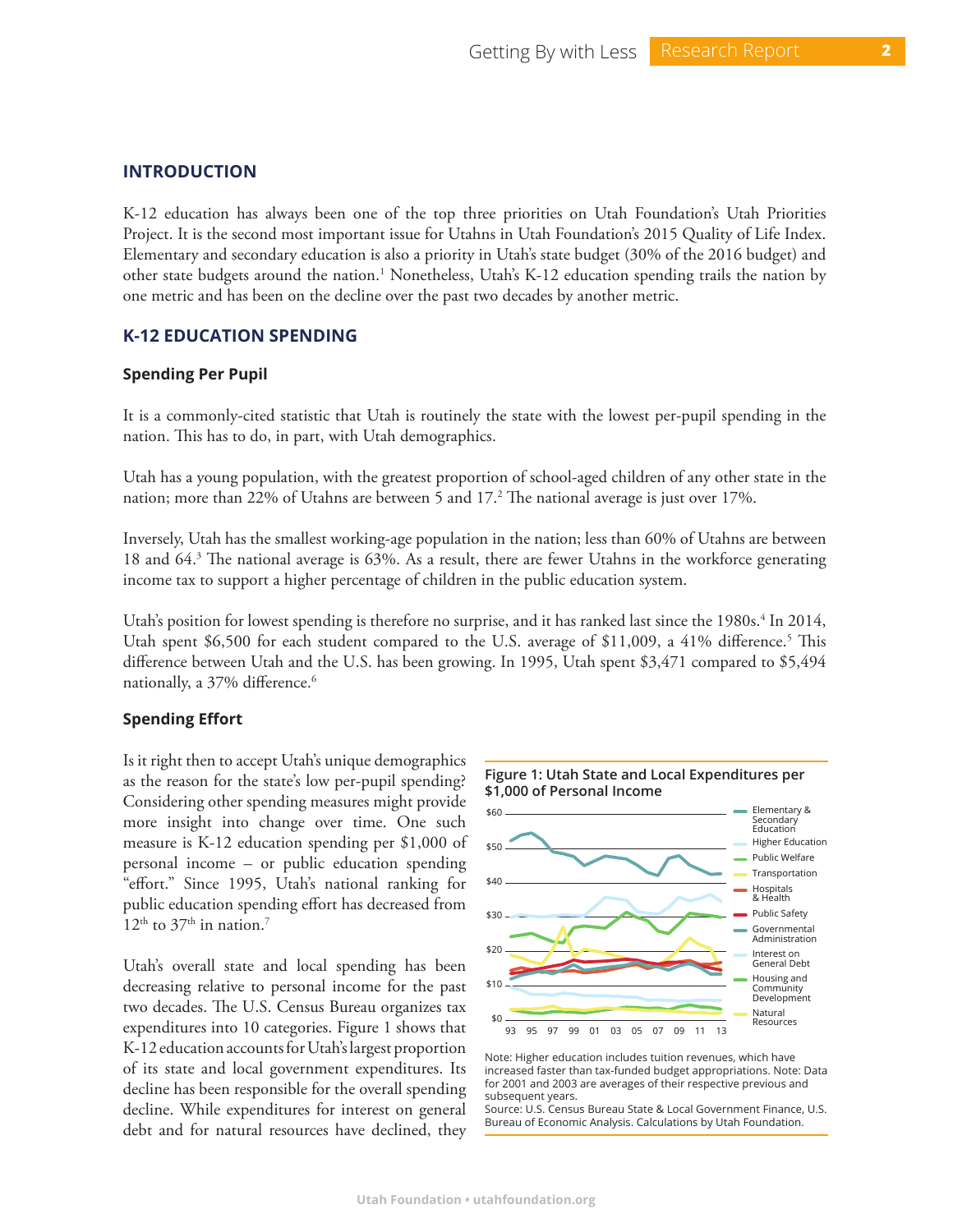## INTRODUCTION

K-12 education has always been one of the top three priorities on Utah Foundation's Utah Priorities Project. It is the second most important issue for Utahns in Utah Foundation's 2015 Quality of Life Index. Elementary and secondary education is also a priority in Utah's state budget (30% of the 2016 budget) and other state budgets around the nation.[1] Nonetheless, Utah's K-12 education spending trails the nation by one metric and has been on the decline over the past two decades by another metric.

## K-12 EDUCATION SPENDING

### Spending Per Pupil

It is a commonly-cited statistic that Utah is routinely the state with the lowest per-pupil spending in the nation. This has to do, in part, with Utah demographics.

Utah has a young population, with the greatest proportion of school-aged children of any other state in the nation; more than 22% of Utahns are between 5 and 17.[2] The national average is just over 17%.

Inversely, Utah has the smallest working-age population in the nation; less than 60% of Utahns are between 18 and 64.[3] The national average is 63%. As a result, there are fewer Utahns in the workforce generating income tax to support a higher percentage of children in the public education system.

Utah's position for lowest spending is therefore no surprise, and it has ranked last since the 1980s.[4] In 2014, Utah spent $6,500 for each student compared to the U.S. average of $11,009, a 41% difference.[5] This difference between Utah and the U.S. has been growing. In 1995, Utah spent $3,471 compared to $5,494 nationally, a 37% difference.[6]

### Spending Effort

Is it right then to accept Utah's unique demographics as the reason for the state's low per-pupil spending? Considering other spending measures might provide more insight into change over time. One such measure is K-12 education spending per $1,000 of personal income – or public education spending "effort." Since 1995, Utah's national ranking for public education spending effort has decreased from 12th to 37th in nation.[7]

Utah's overall state and local spending has been decreasing relative to personal income for the past two decades. The U.S. Census Bureau organizes tax expenditures into 10 categories. Figure 1 shows that K-12 education accounts for Utah's largest proportion of its state and local government expenditures. Its decline has been responsible for the overall spending decline. While expenditures for interest on general debt and for natural resources have declined, they

**Figure 1: Utah State and Local Expenditures per $1,000 of Personal Income**

Note: Higher education includes tuition revenues, which have increased faster than tax-funded budget appropriations. Note: Data for 2001 and 2003 are averages of their respective previous and subsequent years.
Source: U.S. Census Bureau State & Local Government Finance, U.S. Bureau of Economic Analysis. Calculations by Utah Foundation.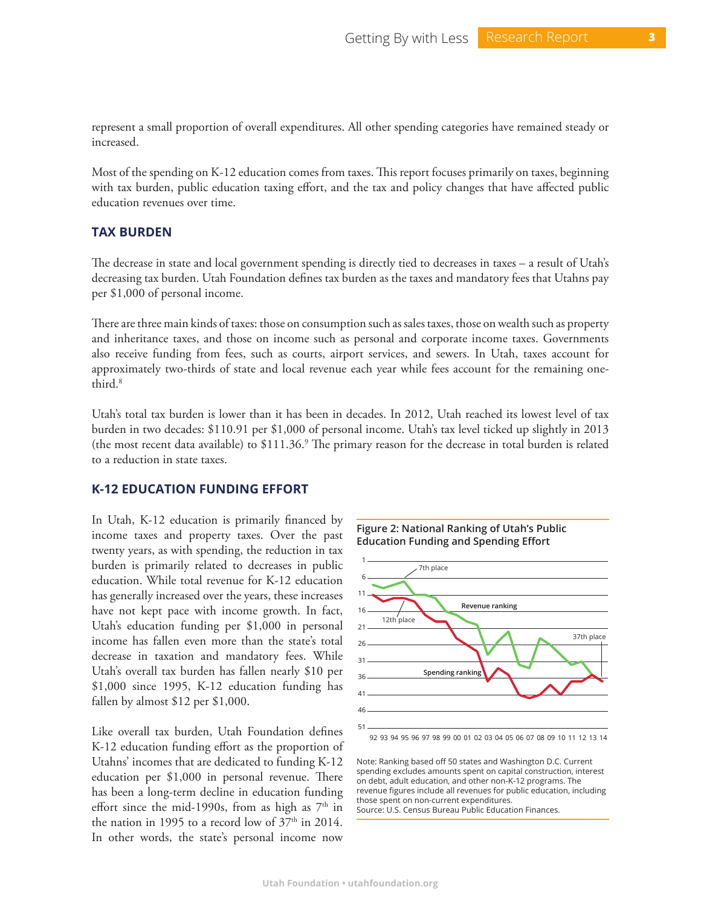represent a small proportion of overall expenditures. All other spending categories have remained steady or increased.

Most of the spending on K-12 education comes from taxes. This report focuses primarily on taxes, beginning with tax burden, public education taxing effort, and the tax and policy changes that have affected public education revenues over time.

### TAX BURDEN

The decrease in state and local government spending is directly tied to decreases in taxes – a result of Utah's decreasing tax burden. Utah Foundation defines tax burden as the taxes and mandatory fees that Utahns pay per $1,000 of personal income.

There are three main kinds of taxes: those on consumption such as sales taxes, those on wealth such as property and inheritance taxes, and those on income such as personal and corporate income taxes. Governments also receive funding from fees, such as courts, airport services, and sewers. In Utah, taxes account for approximately two-thirds of state and local revenue each year while fees account for the remaining one-third.[8]

Utah's total tax burden is lower than it has been in decades. In 2012, Utah reached its lowest level of tax burden in two decades: $110.91 per $1,000 of personal income. Utah's tax level ticked up slightly in 2013 (the most recent data available) to $111.36.[9] The primary reason for the decrease in total burden is related to a reduction in state taxes.

### K-12 EDUCATION FUNDING EFFORT

In Utah, K-12 education is primarily financed by income taxes and property taxes. Over the past twenty years, as with spending, the reduction in tax burden is primarily related to decreases in public education. While total revenue for K-12 education has generally increased over the years, these increases have not kept pace with income growth. In fact, Utah's education funding per $1,000 in personal income has fallen even more than the state's total decrease in taxation and mandatory fees. While Utah's overall tax burden has fallen nearly $10 per $1,000 since 1995, K-12 education funding has fallen by almost $12 per $1,000.

Like overall tax burden, Utah Foundation defines K-12 education funding effort as the proportion of Utahns' incomes that are dedicated to funding K-12 education per $1,000 in personal revenue. There has been a long-term decline in education funding effort since the mid-1990s, from as high as 7th in the nation in 1995 to a record low of 37th in 2014. In other words, the state's personal income now

**Figure 2: National Ranking of Utah's Public Education Funding and Spending Effort**

Note: Ranking based off 50 states and Washington D.C. Current spending excludes amounts spent on capital construction, interest on debt, adult education, and other non-K-12 programs. The revenue figures include all revenues for public education, including those spent on non-current expenditures.
Source: U.S. Census Bureau Public Education Finances.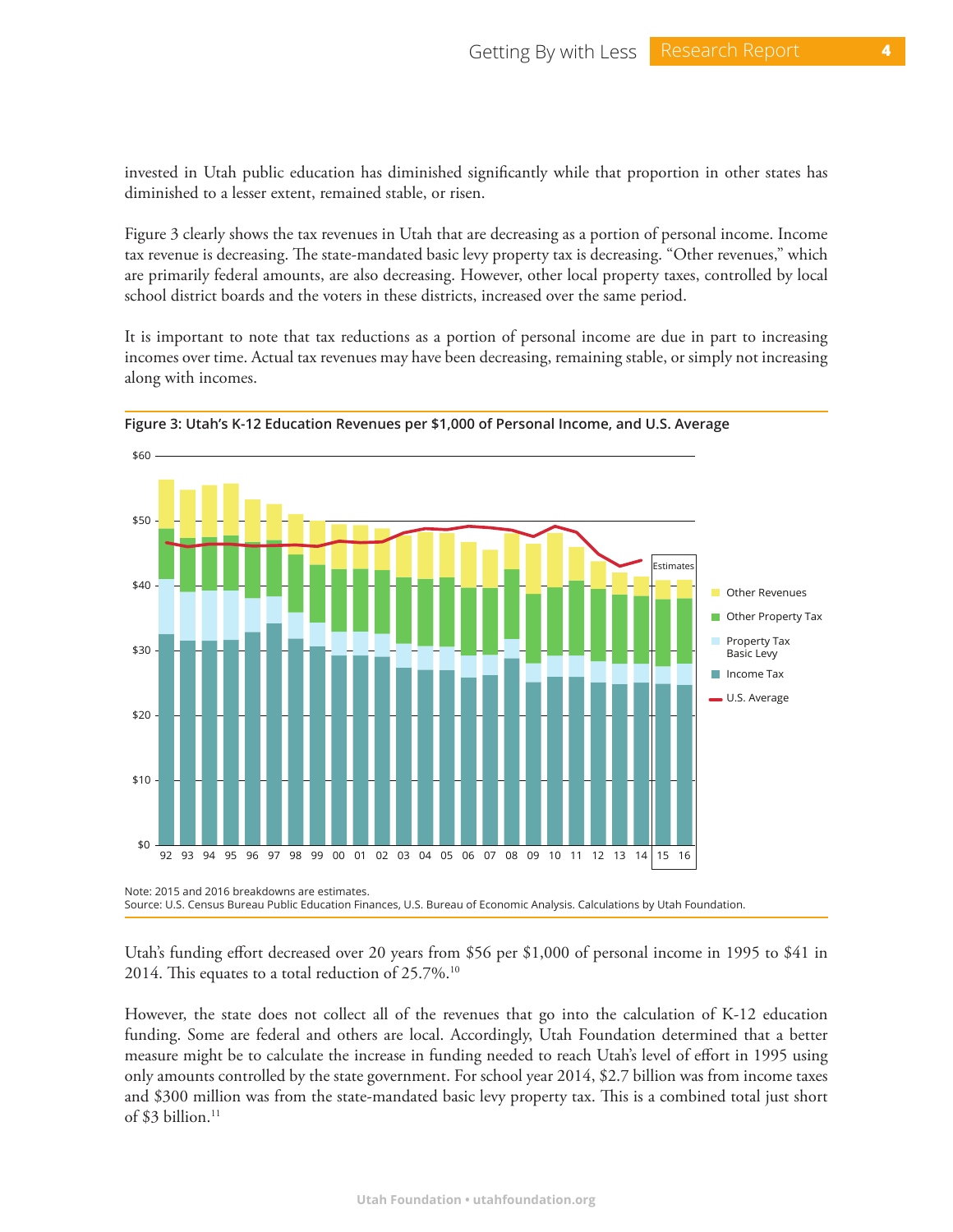invested in Utah public education has diminished significantly while that proportion in other states has diminished to a lesser extent, remained stable, or risen.

Figure 3 clearly shows the tax revenues in Utah that are decreasing as a portion of personal income. Income tax revenue is decreasing. The state-mandated basic levy property tax is decreasing. "Other revenues," which are primarily federal amounts, are also decreasing. However, other local property taxes, controlled by local school district boards and the voters in these districts, increased over the same period.

It is important to note that tax reductions as a portion of personal income are due in part to increasing incomes over time. Actual tax revenues may have been decreasing, remaining stable, or simply not increasing along with incomes.

**Figure 3: Utah's K-12 Education Revenues per $1,000 of Personal Income, and U.S. Average**

Note: 2015 and 2016 breakdowns are estimates.
Source: U.S. Census Bureau Public Education Finances, U.S. Bureau of Economic Analysis. Calculations by Utah Foundation.

Utah's funding effort decreased over 20 years from $56 per $1,000 of personal income in 1995 to $41 in 2014. This equates to a total reduction of 25.7%.[10]

However, the state does not collect all of the revenues that go into the calculation of K-12 education funding. Some are federal and others are local. Accordingly, Utah Foundation determined that a better measure might be to calculate the increase in funding needed to reach Utah's level of effort in 1995 using only amounts controlled by the state government. For school year 2014, $2.7 billion was from income taxes and $300 million was from the state-mandated basic levy property tax. This is a combined total just short of $3 billion.[11]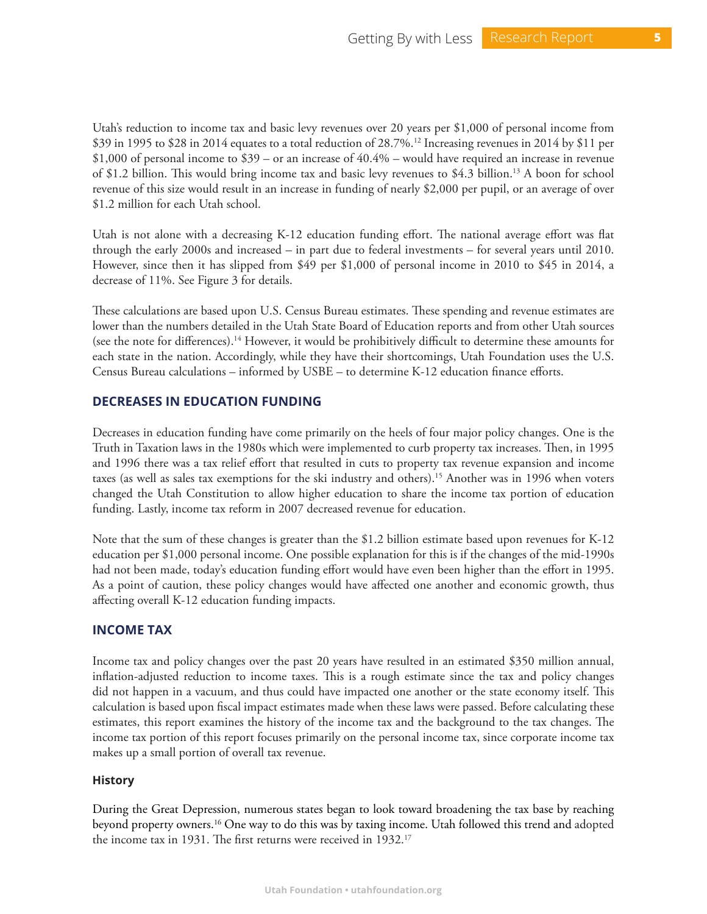Utah's reduction to income tax and basic levy revenues over 20 years per $1,000 of personal income from $39 in 1995 to $28 in 2014 equates to a total reduction of 28.7%.[12] Increasing revenues in 2014 by $11 per $1,000 of personal income to $39 – or an increase of 40.4% – would have required an increase in revenue of $1.2 billion. This would bring income tax and basic levy revenues to $4.3 billion.[13] A boon for school revenue of this size would result in an increase in funding of nearly $2,000 per pupil, or an average of over $1.2 million for each Utah school.

Utah is not alone with a decreasing K-12 education funding effort. The national average effort was flat through the early 2000s and increased – in part due to federal investments – for several years until 2010. However, since then it has slipped from $49 per $1,000 of personal income in 2010 to $45 in 2014, a decrease of 11%. See Figure 3 for details.

These calculations are based upon U.S. Census Bureau estimates. These spending and revenue estimates are lower than the numbers detailed in the Utah State Board of Education reports and from other Utah sources (see the note for differences).[14] However, it would be prohibitively difficult to determine these amounts for each state in the nation. Accordingly, while they have their shortcomings, Utah Foundation uses the U.S. Census Bureau calculations – informed by USBE – to determine K-12 education finance efforts.

## DECREASES IN EDUCATION FUNDING

Decreases in education funding have come primarily on the heels of four major policy changes. One is the Truth in Taxation laws in the 1980s which were implemented to curb property tax increases. Then, in 1995 and 1996 there was a tax relief effort that resulted in cuts to property tax revenue expansion and income taxes (as well as sales tax exemptions for the ski industry and others).[15] Another was in 1996 when voters changed the Utah Constitution to allow higher education to share the income tax portion of education funding. Lastly, income tax reform in 2007 decreased revenue for education.

Note that the sum of these changes is greater than the $1.2 billion estimate based upon revenues for K-12 education per $1,000 personal income. One possible explanation for this is if the changes of the mid-1990s had not been made, today's education funding effort would have even been higher than the effort in 1995. As a point of caution, these policy changes would have affected one another and economic growth, thus affecting overall K-12 education funding impacts.

## INCOME TAX

Income tax and policy changes over the past 20 years have resulted in an estimated $350 million annual, inflation-adjusted reduction to income taxes. This is a rough estimate since the tax and policy changes did not happen in a vacuum, and thus could have impacted one another or the state economy itself. This calculation is based upon fiscal impact estimates made when these laws were passed. Before calculating these estimates, this report examines the history of the income tax and the background to the tax changes. The income tax portion of this report focuses primarily on the personal income tax, since corporate income tax makes up a small portion of overall tax revenue.

### History

During the Great Depression, numerous states began to look toward broadening the tax base by reaching beyond property owners.[16] One way to do this was by taxing income. Utah followed this trend and adopted the income tax in 1931. The first returns were received in 1932.[17]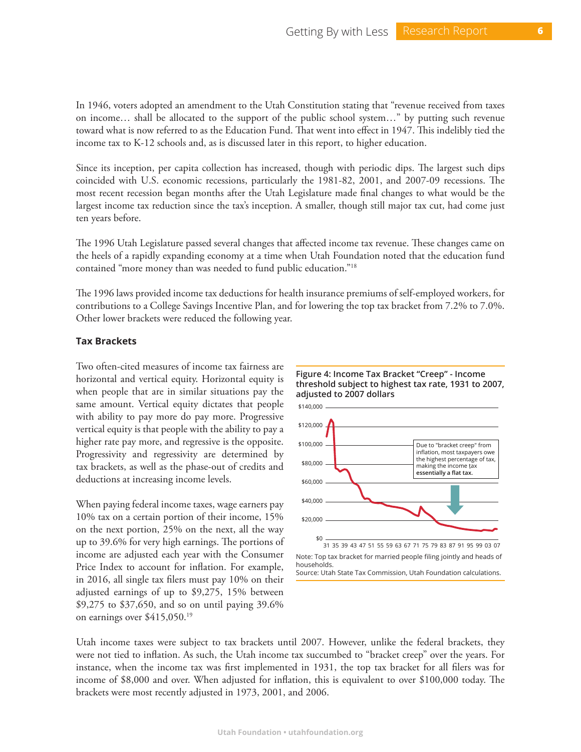In 1946, voters adopted an amendment to the Utah Constitution stating that "revenue received from taxes on income… shall be allocated to the support of the public school system…" by putting such revenue toward what is now referred to as the Education Fund. That went into effect in 1947. This indelibly tied the income tax to K-12 schools and, as is discussed later in this report, to higher education.

Since its inception, per capita collection has increased, though with periodic dips. The largest such dips coincided with U.S. economic recessions, particularly the 1981-82, 2001, and 2007-09 recessions. The most recent recession began months after the Utah Legislature made final changes to what would be the largest income tax reduction since the tax's inception. A smaller, though still major tax cut, had come just ten years before.

The 1996 Utah Legislature passed several changes that affected income tax revenue. These changes came on the heels of a rapidly expanding economy at a time when Utah Foundation noted that the education fund contained "more money than was needed to fund public education."[18]

The 1996 laws provided income tax deductions for health insurance premiums of self-employed workers, for contributions to a College Savings Incentive Plan, and for lowering the top tax bracket from 7.2% to 7.0%. Other lower brackets were reduced the following year.

### Tax Brackets

Two often-cited measures of income tax fairness are horizontal and vertical equity. Horizontal equity is when people that are in similar situations pay the same amount. Vertical equity dictates that people with ability to pay more do pay more. Progressive vertical equity is that people with the ability to pay a higher rate pay more, and regressive is the opposite. Progressivity and regressivity are determined by tax brackets, as well as the phase-out of credits and deductions at increasing income levels.

When paying federal income taxes, wage earners pay 10% tax on a certain portion of their income, 15% on the next portion, 25% on the next, all the way up to 39.6% for very high earnings. The portions of income are adjusted each year with the Consumer Price Index to account for inflation. For example, in 2016, all single tax filers must pay 10% on their adjusted earnings of up to $9,275, 15% between $9,275 to $37,650, and so on until paying 39.6% on earnings over $415,050.[19]

**Figure 4: Income Tax Bracket "Creep" - Income threshold subject to highest tax rate, 1931 to 2007, adjusted to 2007 dollars**

Due to "bracket creep" from inflation, most taxpayers owe the highest percentage of tax, making the income tax **essentially a flat tax.**

Note: Top tax bracket for married people filing jointly and heads of households.
Source: Utah State Tax Commission, Utah Foundation calculations.

Utah income taxes were subject to tax brackets until 2007. However, unlike the federal brackets, they were not tied to inflation. As such, the Utah income tax succumbed to "bracket creep" over the years. For instance, when the income tax was first implemented in 1931, the top tax bracket for all filers was for income of $8,000 and over. When adjusted for inflation, this is equivalent to over $100,000 today. The brackets were most recently adjusted in 1973, 2001, and 2006.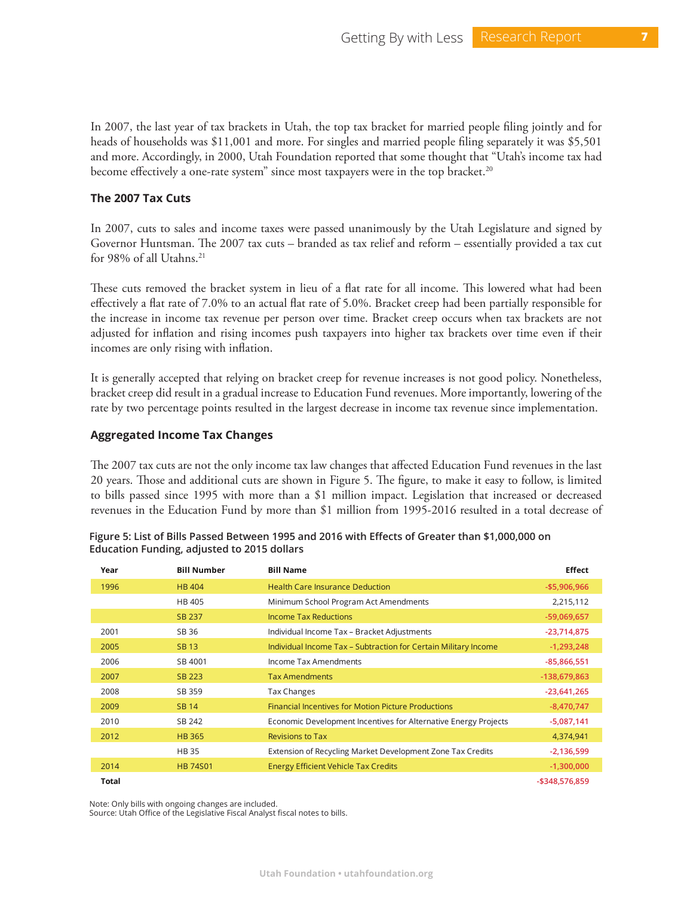In 2007, the last year of tax brackets in Utah, the top tax bracket for married people filing jointly and for heads of households was $11,001 and more. For singles and married people filing separately it was $5,501 and more. Accordingly, in 2000, Utah Foundation reported that some thought that "Utah's income tax had become effectively a one-rate system" since most taxpayers were in the top bracket.[20]

### The 2007 Tax Cuts

In 2007, cuts to sales and income taxes were passed unanimously by the Utah Legislature and signed by Governor Huntsman. The 2007 tax cuts – branded as tax relief and reform – essentially provided a tax cut for 98% of all Utahns.[21]

These cuts removed the bracket system in lieu of a flat rate for all income. This lowered what had been effectively a flat rate of 7.0% to an actual flat rate of 5.0%. Bracket creep had been partially responsible for the increase in income tax revenue per person over time. Bracket creep occurs when tax brackets are not adjusted for inflation and rising incomes push taxpayers into higher tax brackets over time even if their incomes are only rising with inflation.

It is generally accepted that relying on bracket creep for revenue increases is not good policy. Nonetheless, bracket creep did result in a gradual increase to Education Fund revenues. More importantly, lowering of the rate by two percentage points resulted in the largest decrease in income tax revenue since implementation.

### Aggregated Income Tax Changes

The 2007 tax cuts are not the only income tax law changes that affected Education Fund revenues in the last 20 years. Those and additional cuts are shown in Figure 5. The figure, to make it easy to follow, is limited to bills passed since 1995 with more than a $1 million impact. Legislation that increased or decreased revenues in the Education Fund by more than $1 million from 1995-2016 resulted in a total decrease of

**Figure 5: List of Bills Passed Between 1995 and 2016 with Effects of Greater than $1,000,000 on Education Funding, adjusted to 2015 dollars**

| Year | Bill Number | Bill Name | Effect |
|---|---|---|---|
| 1996 | HB 404 | Health Care Insurance Deduction | -$5,906,966 |
| | HB 405 | Minimum School Program Act Amendments | 2,215,112 |
| | SB 237 | Income Tax Reductions | -59,069,657 |
| 2001 | SB 36 | Individual Income Tax – Bracket Adjustments | -23,714,875 |
| 2005 | SB 13 | Individual Income Tax – Subtraction for Certain Military Income | -1,293,248 |
| 2006 | SB 4001 | Income Tax Amendments | -85,866,551 |
| 2007 | SB 223 | Tax Amendments | -138,679,863 |
| 2008 | SB 359 | Tax Changes | -23,641,265 |
| 2009 | SB 14 | Financial Incentives for Motion Picture Productions | -8,470,747 |
| 2010 | SB 242 | Economic Development Incentives for Alternative Energy Projects | -5,087,141 |
| 2012 | HB 365 | Revisions to Tax | 4,374,941 |
| | HB 35 | Extension of Recycling Market Development Zone Tax Credits | -2,136,599 |
| 2014 | HB 74S01 | Energy Efficient Vehicle Tax Credits | -1,300,000 |
| **Total** | | | -$348,576,859 |

Note: Only bills with ongoing changes are included.
Source: Utah Office of the Legislative Fiscal Analyst fiscal notes to bills.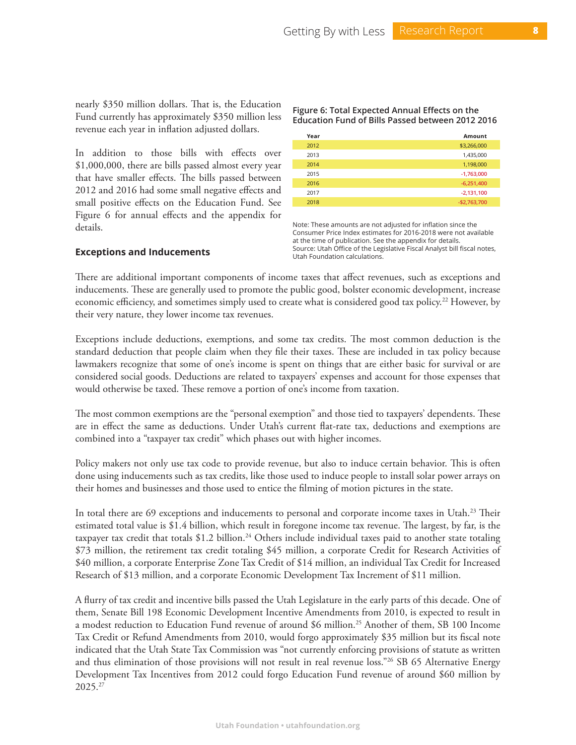nearly $350 million dollars. That is, the Education Fund currently has approximately $350 million less revenue each year in inflation adjusted dollars.

In addition to those bills with effects over $1,000,000, there are bills passed almost every year that have smaller effects. The bills passed between 2012 and 2016 had some small negative effects and small positive effects on the Education Fund. See Figure 6 for annual effects and the appendix for details.

**Figure 6: Total Expected Annual Effects on the Education Fund of Bills Passed between 2012 2016**

| Year | Amount |
|---|---|
| 2012 | $3,266,000 |
| 2013 | 1,435,000 |
| 2014 | 1,198,000 |
| 2015 | -1,763,000 |
| 2016 | -6,251,400 |
| 2017 | -2,131,100 |
| 2018 | -$2,763,700 |

Note: These amounts are not adjusted for inflation since the Consumer Price Index estimates for 2016-2018 were not available at the time of publication. See the appendix for details.
Source: Utah Office of the Legislative Fiscal Analyst bill fiscal notes, Utah Foundation calculations.

### Exceptions and Inducements

There are additional important components of income taxes that affect revenues, such as exceptions and inducements. These are generally used to promote the public good, bolster economic development, increase economic efficiency, and sometimes simply used to create what is considered good tax policy.[22] However, by their very nature, they lower income tax revenues.

Exceptions include deductions, exemptions, and some tax credits. The most common deduction is the standard deduction that people claim when they file their taxes. These are included in tax policy because lawmakers recognize that some of one's income is spent on things that are either basic for survival or are considered social goods. Deductions are related to taxpayers' expenses and account for those expenses that would otherwise be taxed. These remove a portion of one's income from taxation.

The most common exemptions are the "personal exemption" and those tied to taxpayers' dependents. These are in effect the same as deductions. Under Utah's current flat-rate tax, deductions and exemptions are combined into a "taxpayer tax credit" which phases out with higher incomes.

Policy makers not only use tax code to provide revenue, but also to induce certain behavior. This is often done using inducements such as tax credits, like those used to induce people to install solar power arrays on their homes and businesses and those used to entice the filming of motion pictures in the state.

In total there are 69 exceptions and inducements to personal and corporate income taxes in Utah.[23] Their estimated total value is $1.4 billion, which result in foregone income tax revenue. The largest, by far, is the taxpayer tax credit that totals $1.2 billion.[24] Others include individual taxes paid to another state totaling $73 million, the retirement tax credit totaling $45 million, a corporate Credit for Research Activities of $40 million, a corporate Enterprise Zone Tax Credit of $14 million, an individual Tax Credit for Increased Research of $13 million, and a corporate Economic Development Tax Increment of $11 million.

A flurry of tax credit and incentive bills passed the Utah Legislature in the early parts of this decade. One of them, Senate Bill 198 Economic Development Incentive Amendments from 2010, is expected to result in a modest reduction to Education Fund revenue of around $6 million.[25] Another of them, SB 100 Income Tax Credit or Refund Amendments from 2010, would forgo approximately $35 million but its fiscal note indicated that the Utah State Tax Commission was "not currently enforcing provisions of statute as written and thus elimination of those provisions will not result in real revenue loss."[26] SB 65 Alternative Energy Development Tax Incentives from 2012 could forgo Education Fund revenue of around $60 million by 2025.[27]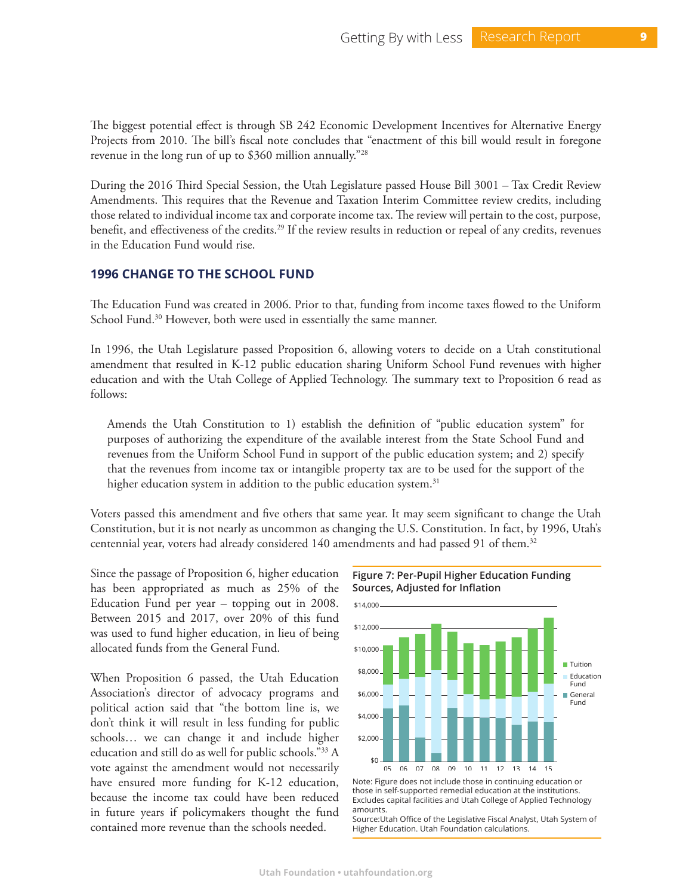The biggest potential effect is through SB 242 Economic Development Incentives for Alternative Energy Projects from 2010. The bill's fiscal note concludes that "enactment of this bill would result in foregone revenue in the long run of up to $360 million annually."[28]

During the 2016 Third Special Session, the Utah Legislature passed House Bill 3001 – Tax Credit Review Amendments. This requires that the Revenue and Taxation Interim Committee review credits, including those related to individual income tax and corporate income tax. The review will pertain to the cost, purpose, benefit, and effectiveness of the credits.[29] If the review results in reduction or repeal of any credits, revenues in the Education Fund would rise.

## 1996 CHANGE TO THE SCHOOL FUND

The Education Fund was created in 2006. Prior to that, funding from income taxes flowed to the Uniform School Fund.[30] However, both were used in essentially the same manner.

In 1996, the Utah Legislature passed Proposition 6, allowing voters to decide on a Utah constitutional amendment that resulted in K-12 public education sharing Uniform School Fund revenues with higher education and with the Utah College of Applied Technology. The summary text to Proposition 6 read as follows:

> Amends the Utah Constitution to 1) establish the definition of "public education system" for purposes of authorizing the expenditure of the available interest from the State School Fund and revenues from the Uniform School Fund in support of the public education system; and 2) specify that the revenues from income tax or intangible property tax are to be used for the support of the higher education system in addition to the public education system.[31]

Voters passed this amendment and five others that same year. It may seem significant to change the Utah Constitution, but it is not nearly as uncommon as changing the U.S. Constitution. In fact, by 1996, Utah's centennial year, voters had already considered 140 amendments and had passed 91 of them.[32]

Since the passage of Proposition 6, higher education has been appropriated as much as 25% of the Education Fund per year – topping out in 2008. Between 2015 and 2017, over 20% of this fund was used to fund higher education, in lieu of being allocated funds from the General Fund.

When Proposition 6 passed, the Utah Education Association's director of advocacy programs and political action said that "the bottom line is, we don't think it will result in less funding for public schools… we can change it and include higher education and still do as well for public schools."[33] A vote against the amendment would not necessarily have ensured more funding for K-12 education, because the income tax could have been reduced in future years if policymakers thought the fund contained more revenue than the schools needed.

**Figure 7: Per-Pupil Higher Education Funding Sources, Adjusted for Inflation**

Note: Figure does not include those in continuing education or those in self-supported remedial education at the institutions. Excludes capital facilities and Utah College of Applied Technology amounts.
Source: Utah Office of the Legislative Fiscal Analyst, Utah System of Higher Education. Utah Foundation calculations.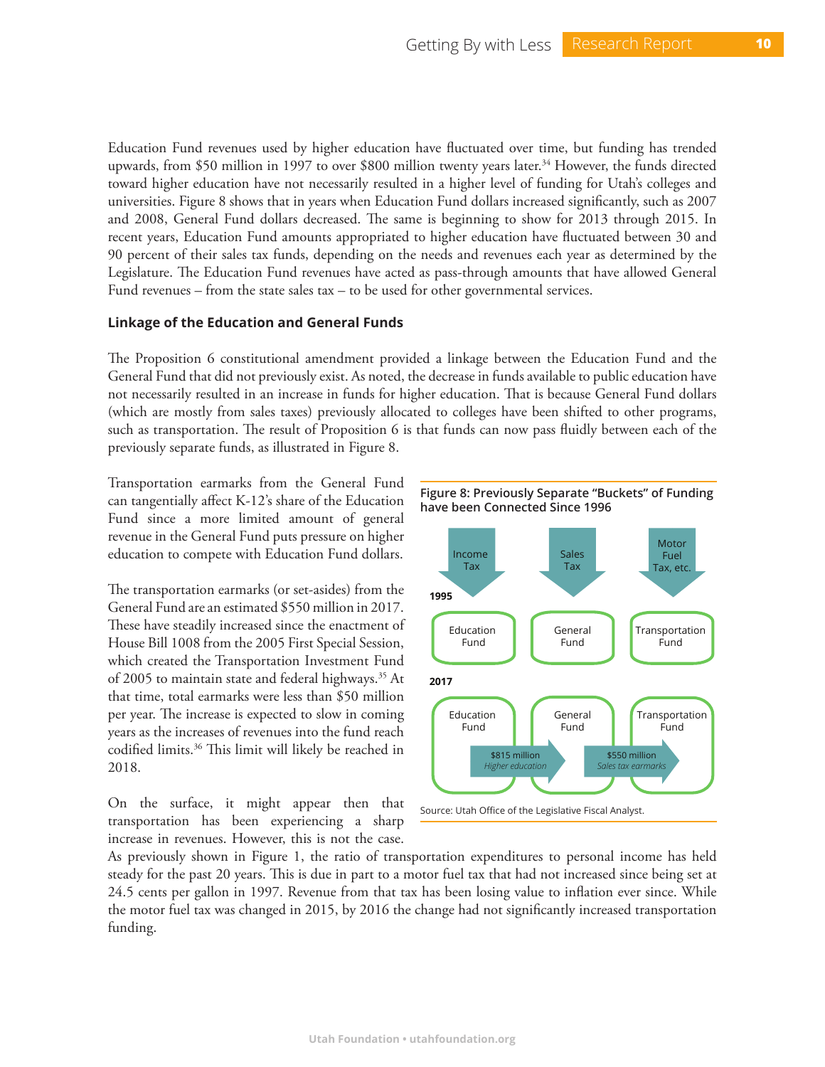Education Fund revenues used by higher education have fluctuated over time, but funding has trended upwards, from $50 million in 1997 to over $800 million twenty years later.[34] However, the funds directed toward higher education have not necessarily resulted in a higher level of funding for Utah's colleges and universities. Figure 8 shows that in years when Education Fund dollars increased significantly, such as 2007 and 2008, General Fund dollars decreased. The same is beginning to show for 2013 through 2015. In recent years, Education Fund amounts appropriated to higher education have fluctuated between 30 and 90 percent of their sales tax funds, depending on the needs and revenues each year as determined by the Legislature. The Education Fund revenues have acted as pass-through amounts that have allowed General Fund revenues – from the state sales tax – to be used for other governmental services.

### Linkage of the Education and General Funds

The Proposition 6 constitutional amendment provided a linkage between the Education Fund and the General Fund that did not previously exist. As noted, the decrease in funds available to public education have not necessarily resulted in an increase in funds for higher education. That is because General Fund dollars (which are mostly from sales taxes) previously allocated to colleges have been shifted to other programs, such as transportation. The result of Proposition 6 is that funds can now pass fluidly between each of the previously separate funds, as illustrated in Figure 8.

Transportation earmarks from the General Fund can tangentially affect K-12's share of the Education Fund since a more limited amount of general revenue in the General Fund puts pressure on higher education to compete with Education Fund dollars.

The transportation earmarks (or set-asides) from the General Fund are an estimated $550 million in 2017. These have steadily increased since the enactment of House Bill 1008 from the 2005 First Special Session, which created the Transportation Investment Fund of 2005 to maintain state and federal highways.[35] At that time, total earmarks were less than $50 million per year. The increase is expected to slow in coming years as the increases of revenues into the fund reach codified limits.[36] This limit will likely be reached in 2018.

**Figure 8: Previously Separate "Buckets" of Funding have been Connected Since 1996**

1995: Income Tax → Education Fund; Sales Tax → General Fund; Motor Fuel Tax, etc. → Transportation Fund

2017: Education Fund → General Fund ($815 million, *Higher education*); General Fund → Transportation Fund ($550 million, *Sales tax earmarks*)

Source: Utah Office of the Legislative Fiscal Analyst.

On the surface, it might appear then that transportation has been experiencing a sharp increase in revenues. However, this is not the case. As previously shown in Figure 1, the ratio of transportation expenditures to personal income has held steady for the past 20 years. This is due in part to a motor fuel tax that had not increased since being set at 24.5 cents per gallon in 1997. Revenue from that tax has been losing value to inflation ever since. While the motor fuel tax was changed in 2015, by 2016 the change had not significantly increased transportation funding.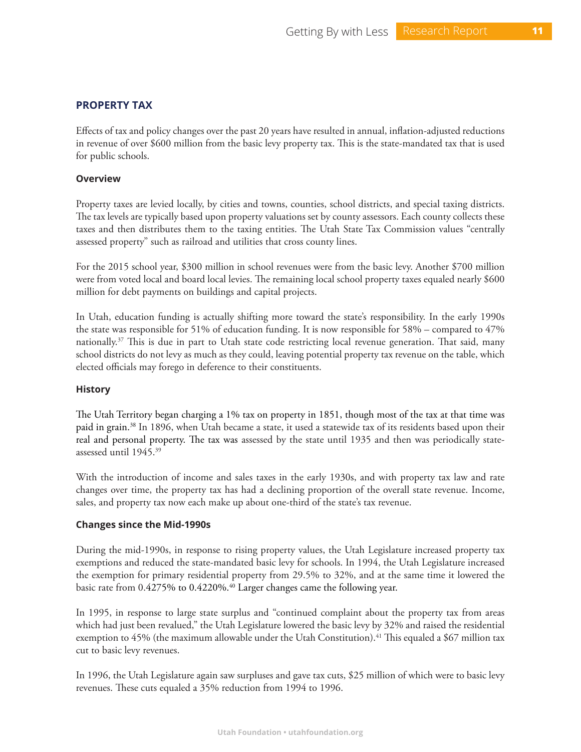## PROPERTY TAX

Effects of tax and policy changes over the past 20 years have resulted in annual, inflation-adjusted reductions in revenue of over $600 million from the basic levy property tax. This is the state-mandated tax that is used for public schools.

### Overview

Property taxes are levied locally, by cities and towns, counties, school districts, and special taxing districts. The tax levels are typically based upon property valuations set by county assessors. Each county collects these taxes and then distributes them to the taxing entities. The Utah State Tax Commission values "centrally assessed property" such as railroad and utilities that cross county lines.

For the 2015 school year, $300 million in school revenues were from the basic levy. Another $700 million were from voted local and board local levies. The remaining local school property taxes equaled nearly $600 million for debt payments on buildings and capital projects.

In Utah, education funding is actually shifting more toward the state's responsibility. In the early 1990s the state was responsible for 51% of education funding. It is now responsible for 58% – compared to 47% nationally.[37] This is due in part to Utah state code restricting local revenue generation. That said, many school districts do not levy as much as they could, leaving potential property tax revenue on the table, which elected officials may forego in deference to their constituents.

### History

The Utah Territory began charging a 1% tax on property in 1851, though most of the tax at that time was paid in grain.[38] In 1896, when Utah became a state, it used a statewide tax of its residents based upon their real and personal property. The tax was assessed by the state until 1935 and then was periodically state-assessed until 1945.[39]

With the introduction of income and sales taxes in the early 1930s, and with property tax law and rate changes over time, the property tax has had a declining proportion of the overall state revenue. Income, sales, and property tax now each make up about one-third of the state's tax revenue.

### Changes since the Mid-1990s

During the mid-1990s, in response to rising property values, the Utah Legislature increased property tax exemptions and reduced the state-mandated basic levy for schools. In 1994, the Utah Legislature increased the exemption for primary residential property from 29.5% to 32%, and at the same time it lowered the basic rate from 0.4275% to 0.4220%.[40] Larger changes came the following year.

In 1995, in response to large state surplus and "continued complaint about the property tax from areas which had just been revalued," the Utah Legislature lowered the basic levy by 32% and raised the residential exemption to 45% (the maximum allowable under the Utah Constitution).[41] This equaled a $67 million tax cut to basic levy revenues.

In 1996, the Utah Legislature again saw surpluses and gave tax cuts, $25 million of which were to basic levy revenues. These cuts equaled a 35% reduction from 1994 to 1996.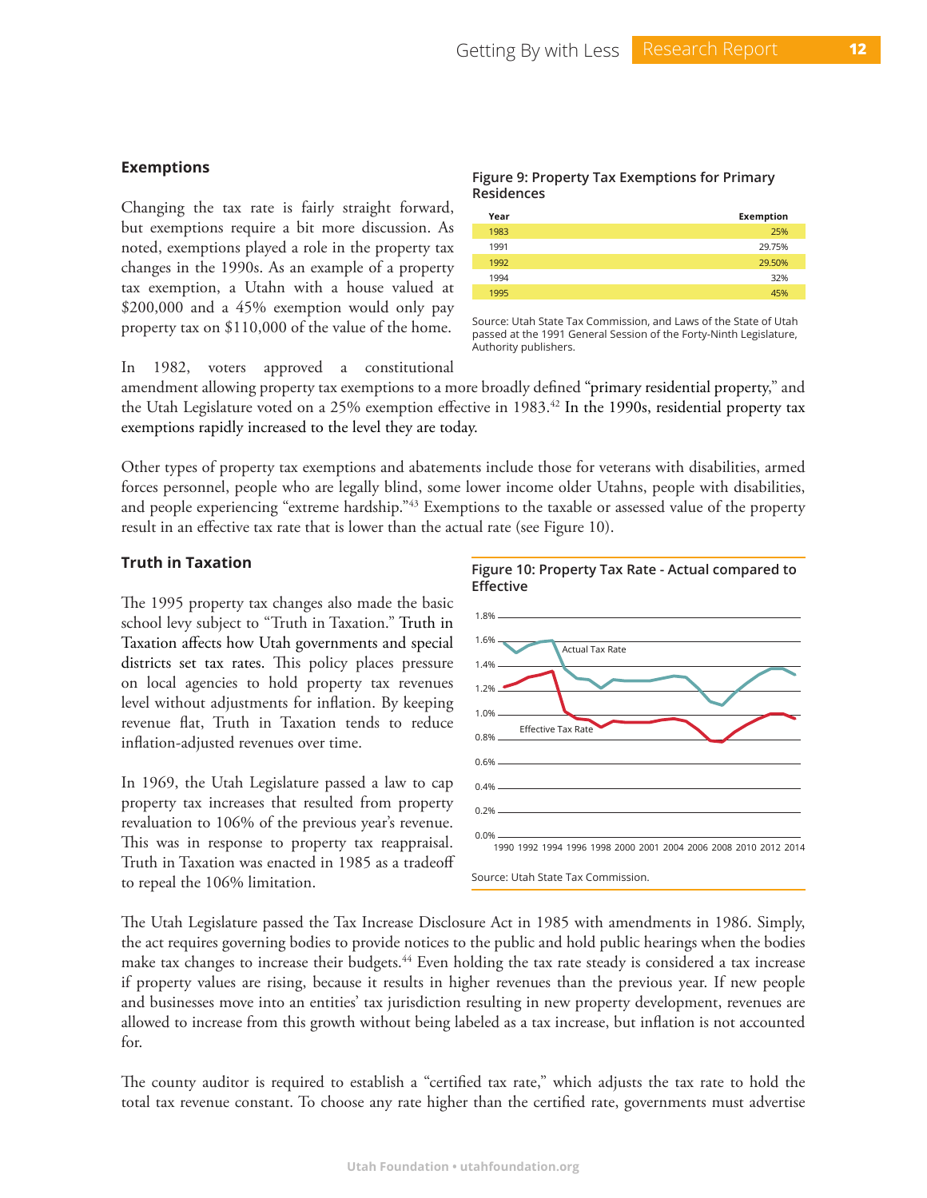### Exemptions

Changing the tax rate is fairly straight forward, but exemptions require a bit more discussion. As noted, exemptions played a role in the property tax changes in the 1990s. As an example of a property tax exemption, a Utahn with a house valued at $200,000 and a 45% exemption would only pay property tax on $110,000 of the value of the home.

**Figure 9: Property Tax Exemptions for Primary Residences**

| Year | Exemption |
|---|---|
| 1983 | 25% |
| 1991 | 29.75% |
| 1992 | 29.50% |
| 1994 | 32% |
| 1995 | 45% |

Source: Utah State Tax Commission, and Laws of the State of Utah passed at the 1991 General Session of the Forty-Ninth Legislature, Authority publishers.

In 1982, voters approved a constitutional amendment allowing property tax exemptions to a more broadly defined "primary residential property," and the Utah Legislature voted on a 25% exemption effective in 1983.[42] In the 1990s, residential property tax exemptions rapidly increased to the level they are today.

Other types of property tax exemptions and abatements include those for veterans with disabilities, armed forces personnel, people who are legally blind, some lower income older Utahns, people with disabilities, and people experiencing "extreme hardship."[43] Exemptions to the taxable or assessed value of the property result in an effective tax rate that is lower than the actual rate (see Figure 10).

### Truth in Taxation

The 1995 property tax changes also made the basic school levy subject to "Truth in Taxation." Truth in Taxation affects how Utah governments and special districts set tax rates. This policy places pressure on local agencies to hold property tax revenues level without adjustments for inflation. By keeping revenue flat, Truth in Taxation tends to reduce inflation-adjusted revenues over time.

**Figure 10: Property Tax Rate - Actual compared to Effective**

Source: Utah State Tax Commission.

In 1969, the Utah Legislature passed a law to cap property tax increases that resulted from property revaluation to 106% of the previous year's revenue. This was in response to property tax reappraisal. Truth in Taxation was enacted in 1985 as a tradeoff to repeal the 106% limitation.

The Utah Legislature passed the Tax Increase Disclosure Act in 1985 with amendments in 1986. Simply, the act requires governing bodies to provide notices to the public and hold public hearings when the bodies make tax changes to increase their budgets.[44] Even holding the tax rate steady is considered a tax increase if property values are rising, because it results in higher revenues than the previous year. If new people and businesses move into an entities' tax jurisdiction resulting in new property development, revenues are allowed to increase from this growth without being labeled as a tax increase, but inflation is not accounted for.

The county auditor is required to establish a "certified tax rate," which adjusts the tax rate to hold the total tax revenue constant. To choose any rate higher than the certified rate, governments must advertise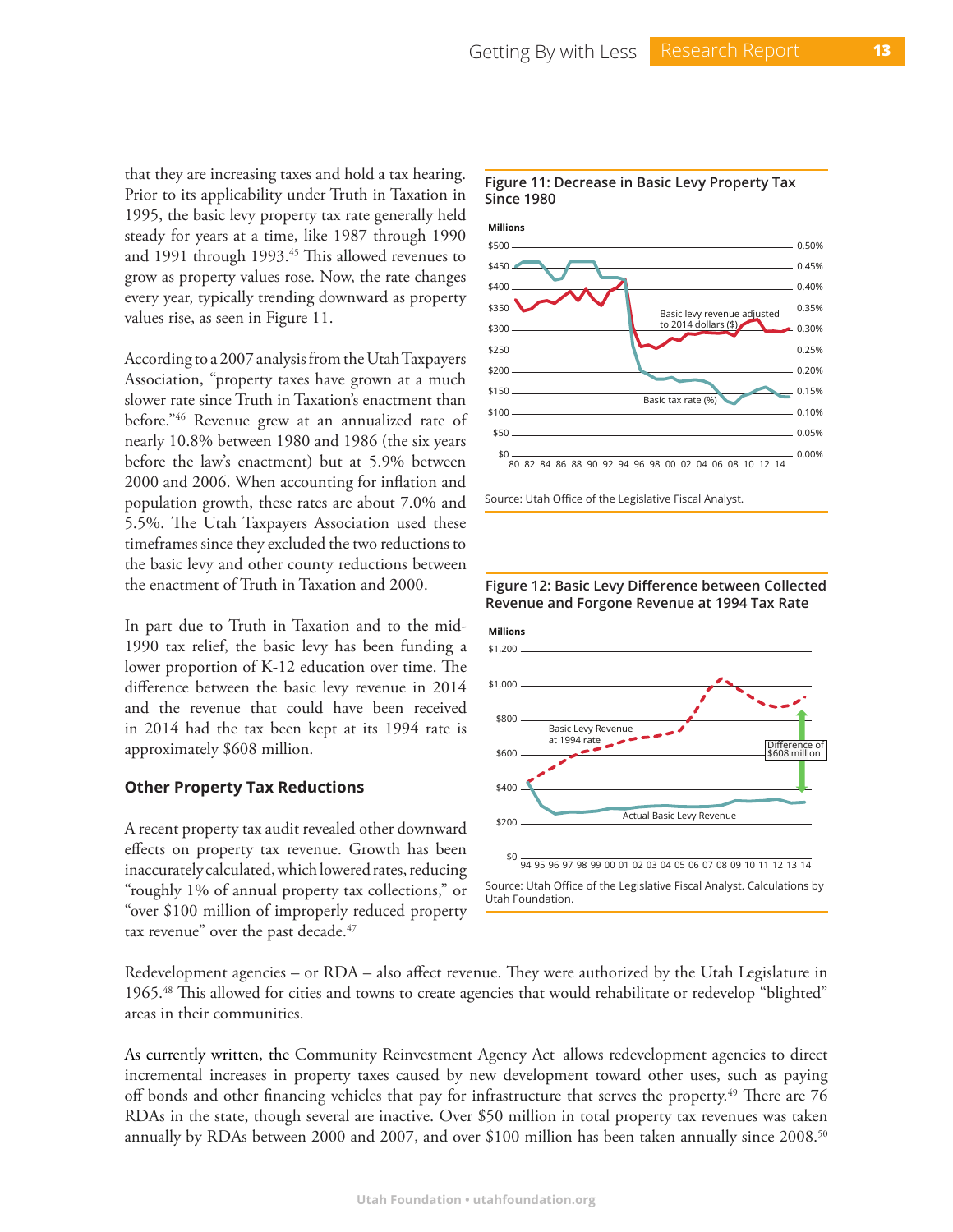that they are increasing taxes and hold a tax hearing. Prior to its applicability under Truth in Taxation in 1995, the basic levy property tax rate generally held steady for years at a time, like 1987 through 1990 and 1991 through 1993.[45] This allowed revenues to grow as property values rose. Now, the rate changes every year, typically trending downward as property values rise, as seen in Figure 11.

According to a 2007 analysis from the Utah Taxpayers Association, "property taxes have grown at a much slower rate since Truth in Taxation's enactment than before."[46] Revenue grew at an annualized rate of nearly 10.8% between 1980 and 1986 (the six years before the law's enactment) but at 5.9% between 2000 and 2006. When accounting for inflation and population growth, these rates are about 7.0% and 5.5%. The Utah Taxpayers Association used these timeframes since they excluded the two reductions to the basic levy and other county reductions between the enactment of Truth in Taxation and 2000.

In part due to Truth in Taxation and to the mid-1990 tax relief, the basic levy has been funding a lower proportion of K-12 education over time. The difference between the basic levy revenue in 2014 and the revenue that could have been received in 2014 had the tax been kept at its 1994 rate is approximately $608 million.

**Figure 11: Decrease in Basic Levy Property Tax Since 1980**

Source: Utah Office of the Legislative Fiscal Analyst.

**Figure 12: Basic Levy Difference between Collected Revenue and Forgone Revenue at 1994 Tax Rate**

Source: Utah Office of the Legislative Fiscal Analyst. Calculations by Utah Foundation.

### Other Property Tax Reductions

A recent property tax audit revealed other downward effects on property tax revenue. Growth has been inaccurately calculated, which lowered rates, reducing "roughly 1% of annual property tax collections," or "over $100 million of improperly reduced property tax revenue" over the past decade.[47]

Redevelopment agencies – or RDA – also affect revenue. They were authorized by the Utah Legislature in 1965.[48] This allowed for cities and towns to create agencies that would rehabilitate or redevelop "blighted" areas in their communities.

As currently written, the Community Reinvestment Agency Act allows redevelopment agencies to direct incremental increases in property taxes caused by new development toward other uses, such as paying off bonds and other financing vehicles that pay for infrastructure that serves the property.[49] There are 76 RDAs in the state, though several are inactive. Over $50 million in total property tax revenues was taken annually by RDAs between 2000 and 2007, and over $100 million has been taken annually since 2008.[50]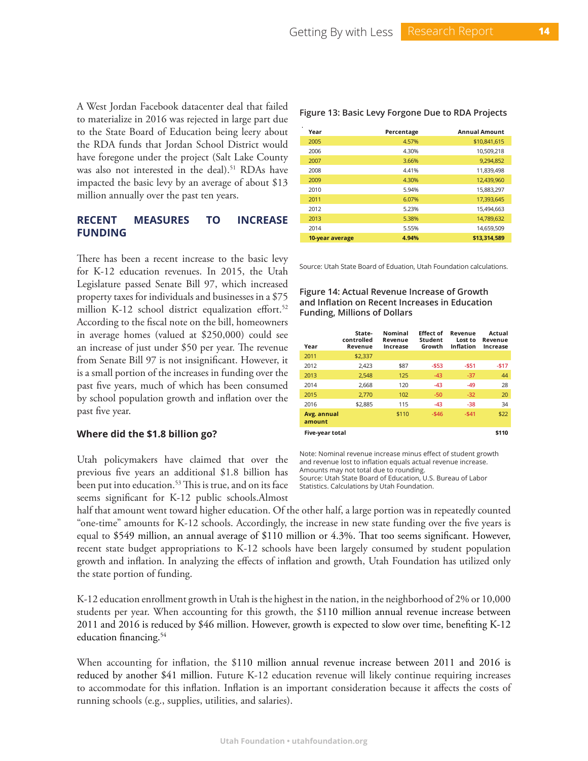A West Jordan Facebook datacenter deal that failed to materialize in 2016 was rejected in large part due to the State Board of Education being leery about the RDA funds that Jordan School District would have foregone under the project (Salt Lake County was also not interested in the deal).[51] RDAs have impacted the basic levy by an average of about $13 million annually over the past ten years.

**Figure 13: Basic Levy Forgone Due to RDA Projects**

| Year | Percentage | Annual Amount |
|---|---|---|
| 2005 | 4.57% | $10,841,615 |
| 2006 | 4.30% | 10,509,218 |
| 2007 | 3.66% | 9,294,852 |
| 2008 | 4.41% | 11,839,498 |
| 2009 | 4.30% | 12,439,960 |
| 2010 | 5.94% | 15,883,297 |
| 2011 | 6.07% | 17,393,645 |
| 2012 | 5.23% | 15,494,663 |
| 2013 | 5.38% | 14,789,632 |
| 2014 | 5.55% | 14,659,509 |
| **10-year average** | **4.94%** | **$13,314,589** |

Source: Utah State Board of Eduation, Utah Foundation calculations.

## RECENT MEASURES TO INCREASE FUNDING

There has been a recent increase to the basic levy for K-12 education revenues. In 2015, the Utah Legislature passed Senate Bill 97, which increased property taxes for individuals and businesses in a $75 million K-12 school district equalization effort.[52] According to the fiscal note on the bill, homeowners in average homes (valued at $250,000) could see an increase of just under $50 per year. The revenue from Senate Bill 97 is not insignificant. However, it is a small portion of the increases in funding over the past five years, much of which has been consumed by school population growth and inflation over the past five year.

**Figure 14: Actual Revenue Increase of Growth and Inflation on Recent Increases in Education Funding, Millions of Dollars**

| Year | State-controlled Revenue | Nominal Revenue Increase | Effect of Student Growth | Revenue Lost to Inflation | Actual Revenue Increase |
|---|---|---|---|---|---|
| 2011 | $2,337 | | | | |
| 2012 | 2,423 | $87 | -$53 | -$51 | -$17 |
| 2013 | 2,548 | 125 | -43 | -37 | 44 |
| 2014 | 2,668 | 120 | -43 | -49 | 28 |
| 2015 | 2,770 | 102 | -50 | -32 | 20 |
| 2016 | $2,885 | 115 | -43 | -38 | 34 |
| **Avg. annual amount** | | $110 | -$46 | -$41 | $22 |
| **Five-year total** | | | | | **$110** |

Note: Nominal revenue increase minus effect of student growth and revenue lost to inflation equals actual revenue increase. Amounts may not total due to rounding.
Source: Utah State Board of Education, U.S. Bureau of Labor Statistics. Calculations by Utah Foundation.

### Where did the $1.8 billion go?

Utah policymakers have claimed that over the previous five years an additional $1.8 billion has been put into education.[53] This is true, and on its face seems significant for K-12 public schools.Almost half that amount went toward higher education. Of the other half, a large portion was in repeatedly counted "one-time" amounts for K-12 schools. Accordingly, the increase in new state funding over the five years is equal to $549 million, an annual average of $110 million or 4.3%. That too seems significant. However, recent state budget appropriations to K-12 schools have been largely consumed by student population growth and inflation. In analyzing the effects of inflation and growth, Utah Foundation has utilized only the state portion of funding.

K-12 education enrollment growth in Utah is the highest in the nation, in the neighborhood of 2% or 10,000 students per year. When accounting for this growth, the $110 million annual revenue increase between 2011 and 2016 is reduced by $46 million. However, growth is expected to slow over time, benefiting K-12 education financing.[54]

When accounting for inflation, the $110 million annual revenue increase between 2011 and 2016 is reduced by another $41 million. Future K-12 education revenue will likely continue requiring increases to accommodate for this inflation. Inflation is an important consideration because it affects the costs of running schools (e.g., supplies, utilities, and salaries).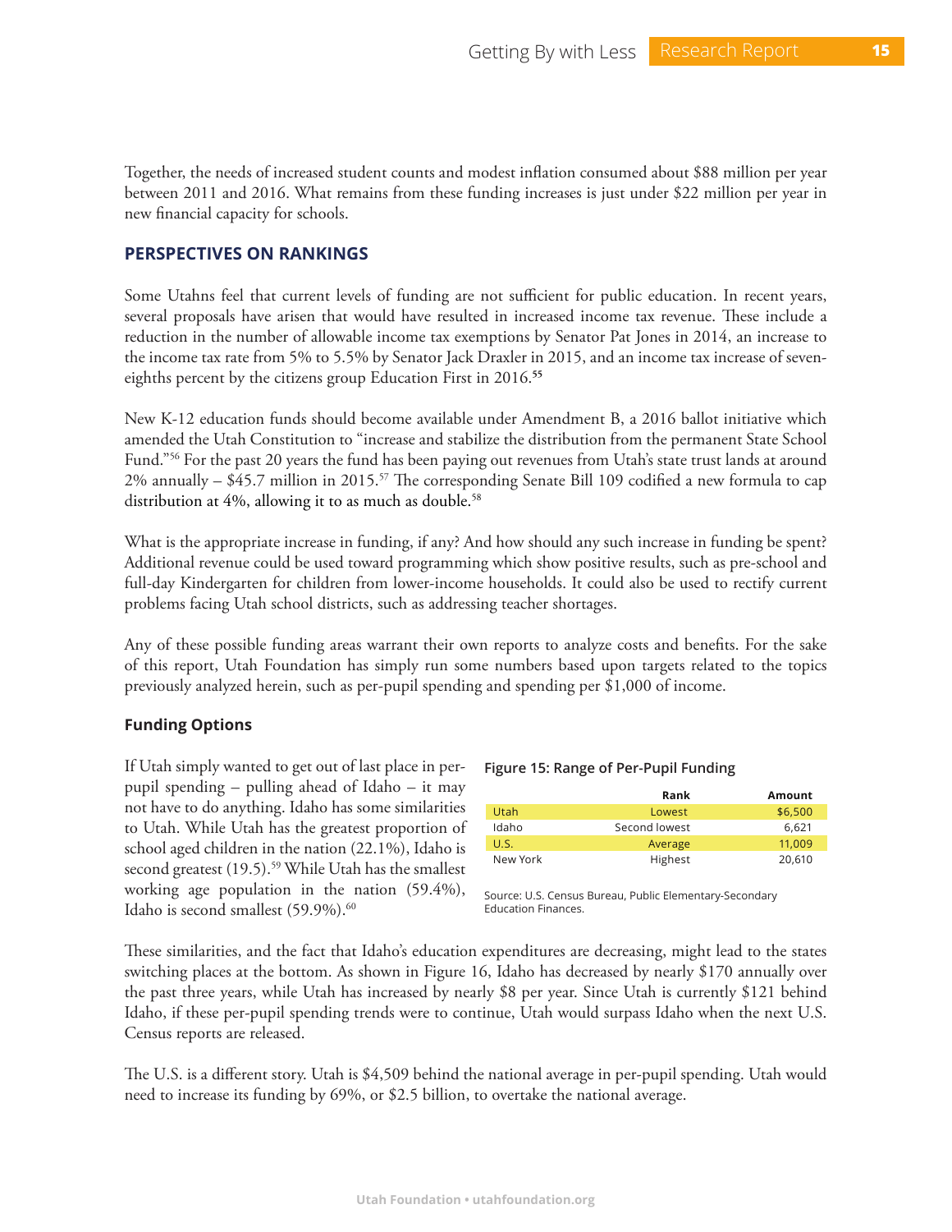Together, the needs of increased student counts and modest inflation consumed about $88 million per year between 2011 and 2016. What remains from these funding increases is just under $22 million per year in new financial capacity for schools.

## PERSPECTIVES ON RANKINGS

Some Utahns feel that current levels of funding are not sufficient for public education. In recent years, several proposals have arisen that would have resulted in increased income tax revenue. These include a reduction in the number of allowable income tax exemptions by Senator Pat Jones in 2014, an increase to the income tax rate from 5% to 5.5% by Senator Jack Draxler in 2015, and an income tax increase of seven-eighths percent by the citizens group Education First in 2016.[55]

New K-12 education funds should become available under Amendment B, a 2016 ballot initiative which amended the Utah Constitution to "increase and stabilize the distribution from the permanent State School Fund."[56] For the past 20 years the fund has been paying out revenues from Utah's state trust lands at around 2% annually – $45.7 million in 2015.[57] The corresponding Senate Bill 109 codified a new formula to cap distribution at 4%, allowing it to as much as double.[58]

What is the appropriate increase in funding, if any? And how should any such increase in funding be spent? Additional revenue could be used toward programming which show positive results, such as pre-school and full-day Kindergarten for children from lower-income households. It could also be used to rectify current problems facing Utah school districts, such as addressing teacher shortages.

Any of these possible funding areas warrant their own reports to analyze costs and benefits. For the sake of this report, Utah Foundation has simply run some numbers based upon targets related to the topics previously analyzed herein, such as per-pupil spending and spending per $1,000 of income.

### Funding Options

If Utah simply wanted to get out of last place in per-pupil spending – pulling ahead of Idaho – it may not have to do anything. Idaho has some similarities to Utah. While Utah has the greatest proportion of school aged children in the nation (22.1%), Idaho is second greatest (19.5).[59] While Utah has the smallest working age population in the nation (59.4%), Idaho is second smallest (59.9%).[60]

**Figure 15: Range of Per-Pupil Funding**

| | Rank | Amount |
|---|---|---|
| Utah | Lowest | $6,500 |
| Idaho | Second lowest | 6,621 |
| U.S. | Average | 11,009 |
| New York | Highest | 20,610 |

Source: U.S. Census Bureau, Public Elementary-Secondary Education Finances.

These similarities, and the fact that Idaho's education expenditures are decreasing, might lead to the states switching places at the bottom. As shown in Figure 16, Idaho has decreased by nearly $170 annually over the past three years, while Utah has increased by nearly $8 per year. Since Utah is currently $121 behind Idaho, if these per-pupil spending trends were to continue, Utah would surpass Idaho when the next U.S. Census reports are released.

The U.S. is a different story. Utah is $4,509 behind the national average in per-pupil spending. Utah would need to increase its funding by 69%, or $2.5 billion, to overtake the national average.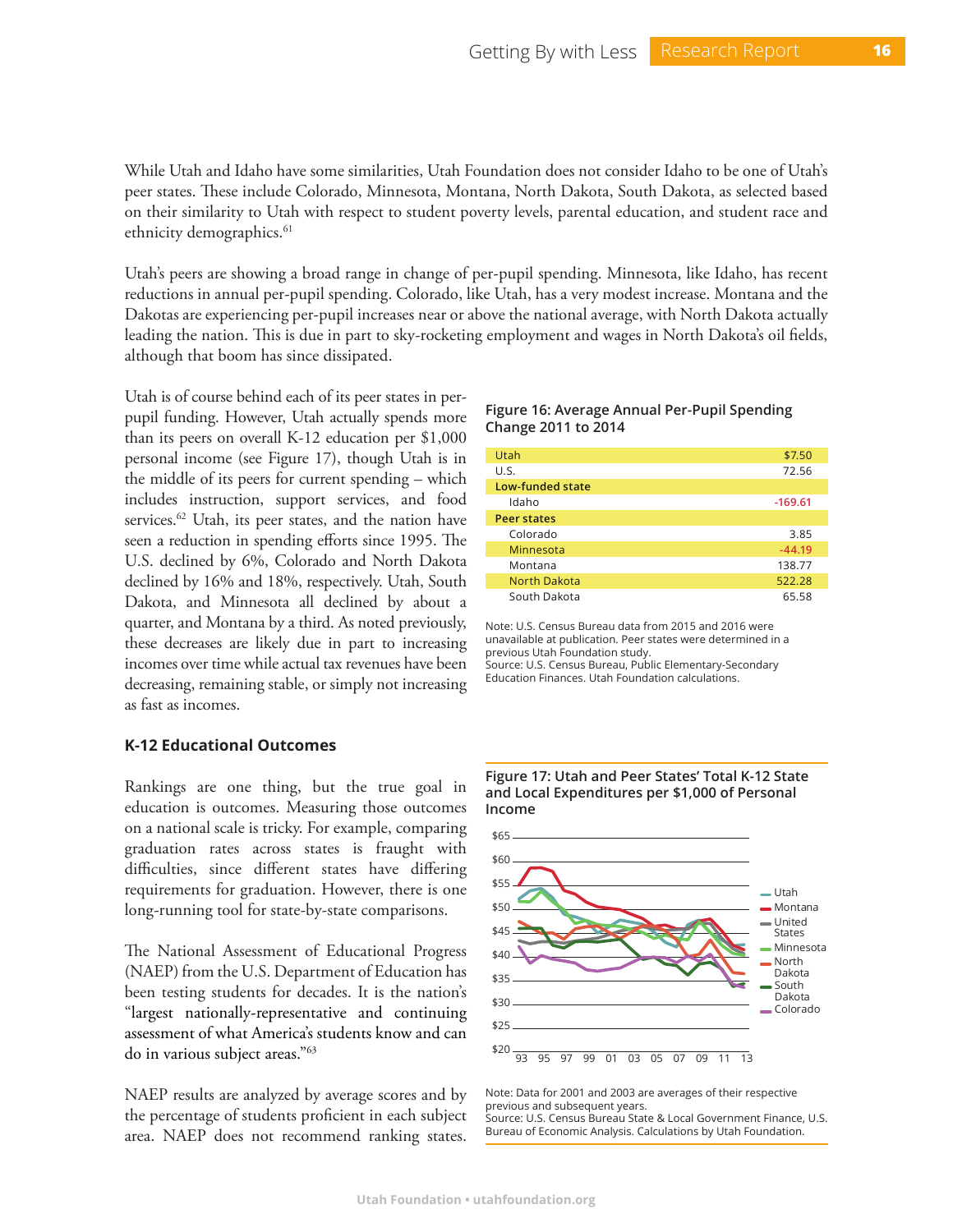While Utah and Idaho have some similarities, Utah Foundation does not consider Idaho to be one of Utah's peer states. These include Colorado, Minnesota, Montana, North Dakota, South Dakota, as selected based on their similarity to Utah with respect to student poverty levels, parental education, and student race and ethnicity demographics.[61]

Utah's peers are showing a broad range in change of per-pupil spending. Minnesota, like Idaho, has recent reductions in annual per-pupil spending. Colorado, like Utah, has a very modest increase. Montana and the Dakotas are experiencing per-pupil increases near or above the national average, with North Dakota actually leading the nation. This is due in part to sky-rocketing employment and wages in North Dakota's oil fields, although that boom has since dissipated.

Utah is of course behind each of its peer states in per-pupil funding. However, Utah actually spends more than its peers on overall K-12 education per $1,000 personal income (see Figure 17), though Utah is in the middle of its peers for current spending – which includes instruction, support services, and food services.[62] Utah, its peer states, and the nation have seen a reduction in spending efforts since 1995. The U.S. declined by 6%, Colorado and North Dakota declined by 16% and 18%, respectively. Utah, South Dakota, and Minnesota all declined by about a quarter, and Montana by a third. As noted previously, these decreases are likely due in part to increasing incomes over time while actual tax revenues have been decreasing, remaining stable, or simply not increasing as fast as incomes.

**Figure 16: Average Annual Per-Pupil Spending Change 2011 to 2014**

| | |
|---|---|
| Utah | $7.50 |
| U.S. | 72.56 |
| **Low-funded state** | |
| Idaho | -169.61 |
| **Peer states** | |
| Colorado | 3.85 |
| Minnesota | -44.19 |
| Montana | 138.77 |
| North Dakota | 522.28 |
| South Dakota | 65.58 |

Note: U.S. Census Bureau data from 2015 and 2016 were unavailable at publication. Peer states were determined in a previous Utah Foundation study.
Source: U.S. Census Bureau, Public Elementary-Secondary Education Finances. Utah Foundation calculations.

### K-12 Educational Outcomes

Rankings are one thing, but the true goal in education is outcomes. Measuring those outcomes on a national scale is tricky. For example, comparing graduation rates across states is fraught with difficulties, since different states have differing requirements for graduation. However, there is one long-running tool for state-by-state comparisons.

The National Assessment of Educational Progress (NAEP) from the U.S. Department of Education has been testing students for decades. It is the nation's "largest nationally-representative and continuing assessment of what America's students know and can do in various subject areas."[63]

NAEP results are analyzed by average scores and by the percentage of students proficient in each subject area. NAEP does not recommend ranking states.

**Figure 17: Utah and Peer States' Total K-12 State and Local Expenditures per $1,000 of Personal Income**

Note: Data for 2001 and 2003 are averages of their respective previous and subsequent years.
Source: U.S. Census Bureau State & Local Government Finance, U.S. Bureau of Economic Analysis. Calculations by Utah Foundation.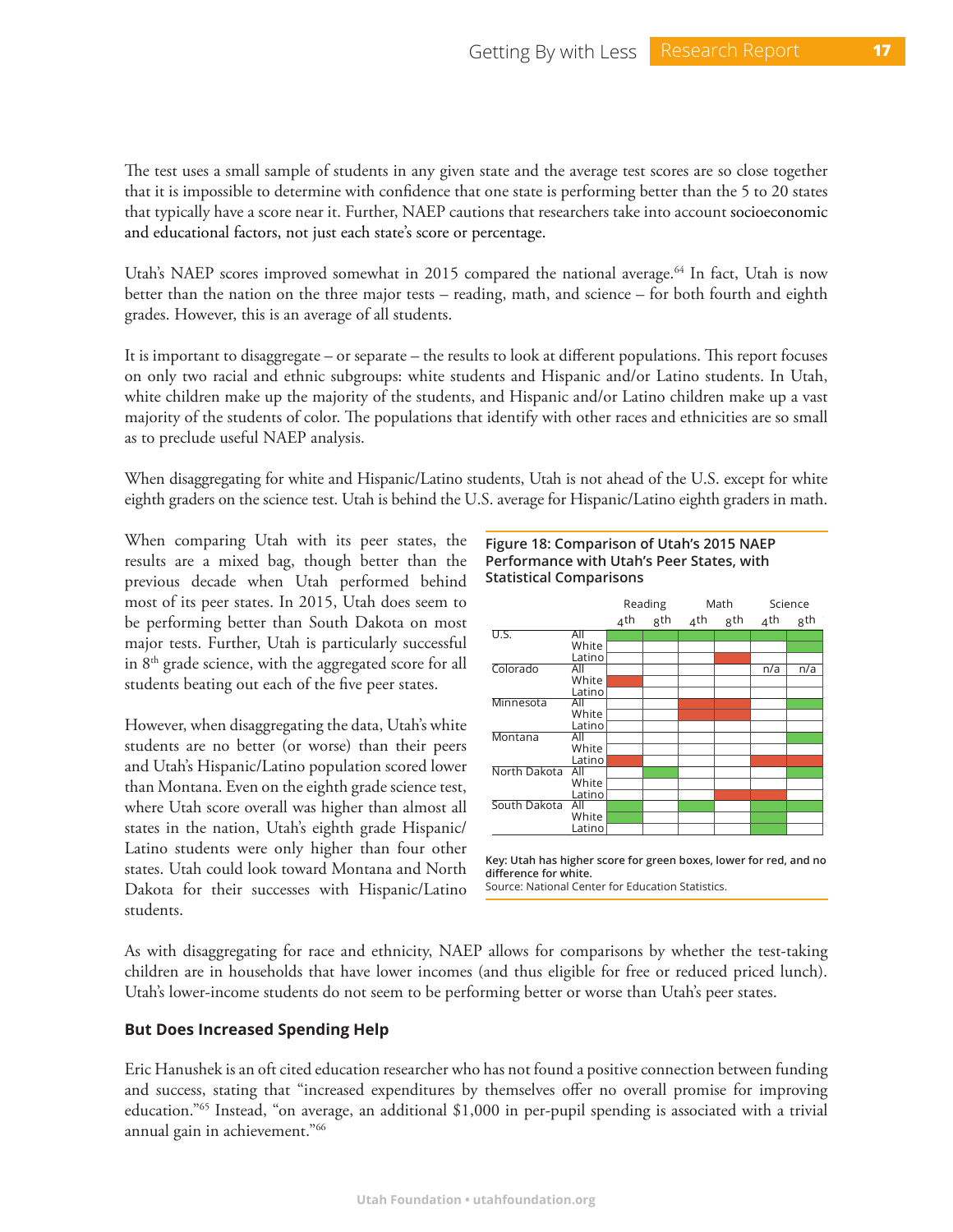The test uses a small sample of students in any given state and the average test scores are so close together that it is impossible to determine with confidence that one state is performing better than the 5 to 20 states that typically have a score near it. Further, NAEP cautions that researchers take into account socioeconomic and educational factors, not just each state's score or percentage.

Utah's NAEP scores improved somewhat in 2015 compared the national average.[64] In fact, Utah is now better than the nation on the three major tests – reading, math, and science – for both fourth and eighth grades. However, this is an average of all students.

It is important to disaggregate – or separate – the results to look at different populations. This report focuses on only two racial and ethnic subgroups: white students and Hispanic and/or Latino students. In Utah, white children make up the majority of the students, and Hispanic and/or Latino children make up a vast majority of the students of color. The populations that identify with other races and ethnicities are so small as to preclude useful NAEP analysis.

When disaggregating for white and Hispanic/Latino students, Utah is not ahead of the U.S. except for white eighth graders on the science test. Utah is behind the U.S. average for Hispanic/Latino eighth graders in math.

When comparing Utah with its peer states, the results are a mixed bag, though better than the previous decade when Utah performed behind most of its peer states. In 2015, Utah does seem to be performing better than South Dakota on most major tests. Further, Utah is particularly successful in 8th grade science, with the aggregated score for all students beating out each of the five peer states.

However, when disaggregating the data, Utah's white students are no better (or worse) than their peers and Utah's Hispanic/Latino population scored lower than Montana. Even on the eighth grade science test, where Utah score overall was higher than almost all states in the nation, Utah's eighth grade Hispanic/Latino students were only higher than four other states. Utah could look toward Montana and North Dakota for their successes with Hispanic/Latino students.

**Figure 18: Comparison of Utah's 2015 NAEP Performance with Utah's Peer States, with Statistical Comparisons**

| | | Reading | | Math | | Science | |
|---|---|---|---|---|---|---|---|
| | | 4th | 8th | 4th | 8th | 4th | 8th |
| U.S. | All | Green | Green | Green | Green | Green | Green |
| | White | | | | | | Green |
| | Latino | | | | Red | | |
| Colorado | All | | | | | n/a | n/a |
| | White | Red | | | | | |
| | Latino | | | | | | |
| Minnesota | All | | | Red | Red | | Green |
| | White | | | Red | Red | | |
| | Latino | | | | | | |
| Montana | All | | | | | | Green |
| | White | | | | | | |
| | Latino | Red | | | | Red | Red |
| North Dakota | All | | Green | | | | Green |
| | White | | | | | | |
| | Latino | | | | Red | Red | |
| South Dakota | All | Green | | Green | | Green | Green |
| | White | Green | | | | Green | |
| | Latino | | | | | Green | |

**Key: Utah has higher score for green boxes, lower for red, and no difference for white.**
Source: National Center for Education Statistics.

As with disaggregating for race and ethnicity, NAEP allows for comparisons by whether the test-taking children are in households that have lower incomes (and thus eligible for free or reduced priced lunch). Utah's lower-income students do not seem to be performing better or worse than Utah's peer states.

### But Does Increased Spending Help

Eric Hanushek is an oft cited education researcher who has not found a positive connection between funding and success, stating that "increased expenditures by themselves offer no overall promise for improving education."[65] Instead, "on average, an additional $1,000 in per-pupil spending is associated with a trivial annual gain in achievement."[66]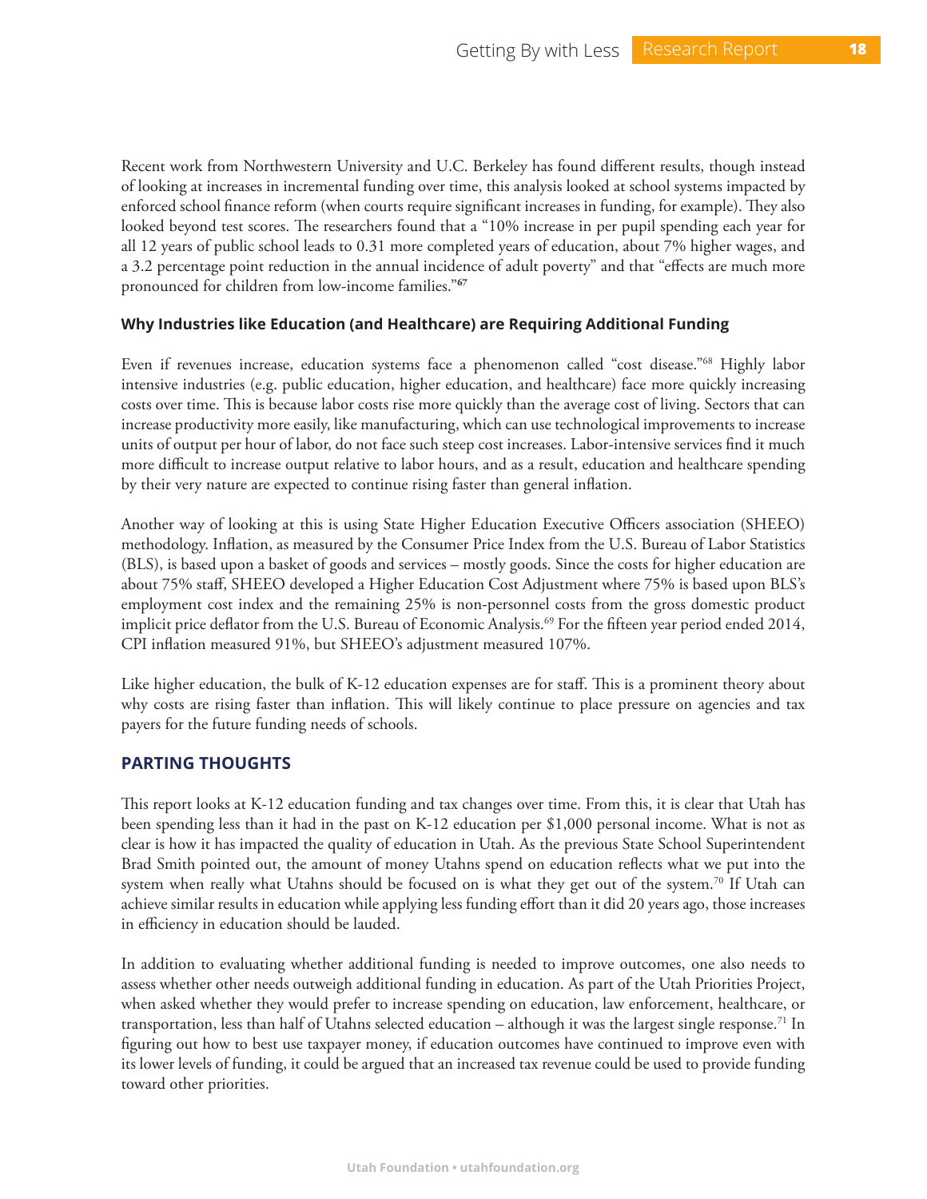Recent work from Northwestern University and U.C. Berkeley has found different results, though instead of looking at increases in incremental funding over time, this analysis looked at school systems impacted by enforced school finance reform (when courts require significant increases in funding, for example). They also looked beyond test scores. The researchers found that a "10% increase in per pupil spending each year for all 12 years of public school leads to 0.31 more completed years of education, about 7% higher wages, and a 3.2 percentage point reduction in the annual incidence of adult poverty" and that "effects are much more pronounced for children from low-income families."[67]

### Why Industries like Education (and Healthcare) are Requiring Additional Funding

Even if revenues increase, education systems face a phenomenon called "cost disease."[68] Highly labor intensive industries (e.g. public education, higher education, and healthcare) face more quickly increasing costs over time. This is because labor costs rise more quickly than the average cost of living. Sectors that can increase productivity more easily, like manufacturing, which can use technological improvements to increase units of output per hour of labor, do not face such steep cost increases. Labor-intensive services find it much more difficult to increase output relative to labor hours, and as a result, education and healthcare spending by their very nature are expected to continue rising faster than general inflation.

Another way of looking at this is using State Higher Education Executive Officers association (SHEEO) methodology. Inflation, as measured by the Consumer Price Index from the U.S. Bureau of Labor Statistics (BLS), is based upon a basket of goods and services – mostly goods. Since the costs for higher education are about 75% staff, SHEEO developed a Higher Education Cost Adjustment where 75% is based upon BLS's employment cost index and the remaining 25% is non-personnel costs from the gross domestic product implicit price deflator from the U.S. Bureau of Economic Analysis.[69] For the fifteen year period ended 2014, CPI inflation measured 91%, but SHEEO's adjustment measured 107%.

Like higher education, the bulk of K-12 education expenses are for staff. This is a prominent theory about why costs are rising faster than inflation. This will likely continue to place pressure on agencies and tax payers for the future funding needs of schools.

## PARTING THOUGHTS

This report looks at K-12 education funding and tax changes over time. From this, it is clear that Utah has been spending less than it had in the past on K-12 education per $1,000 personal income. What is not as clear is how it has impacted the quality of education in Utah. As the previous State School Superintendent Brad Smith pointed out, the amount of money Utahns spend on education reflects what we put into the system when really what Utahns should be focused on is what they get out of the system.[70] If Utah can achieve similar results in education while applying less funding effort than it did 20 years ago, those increases in efficiency in education should be lauded.

In addition to evaluating whether additional funding is needed to improve outcomes, one also needs to assess whether other needs outweigh additional funding in education. As part of the Utah Priorities Project, when asked whether they would prefer to increase spending on education, law enforcement, healthcare, or transportation, less than half of Utahns selected education – although it was the largest single response.[71] In figuring out how to best use taxpayer money, if education outcomes have continued to improve even with its lower levels of funding, it could be argued that an increased tax revenue could be used to provide funding toward other priorities.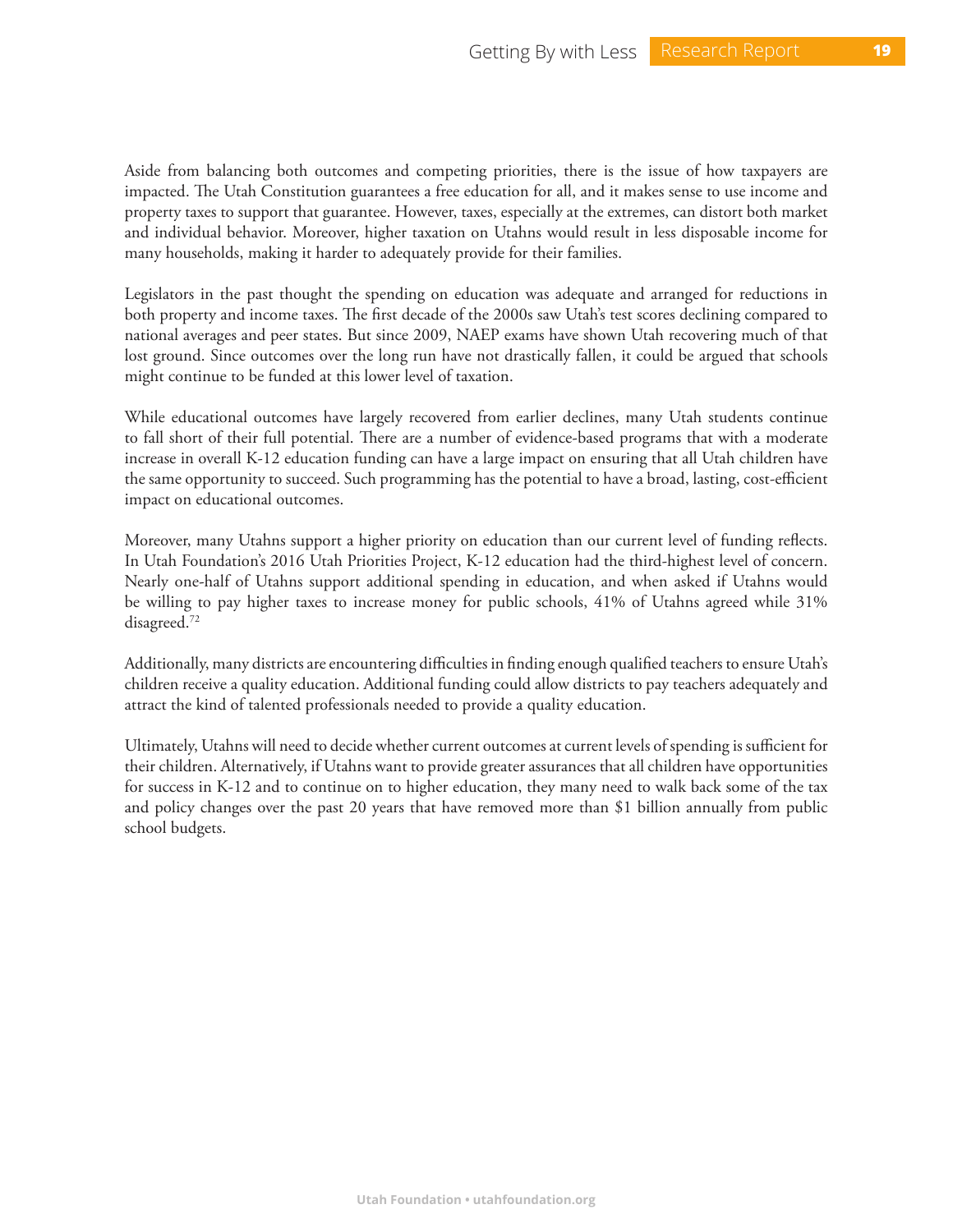Aside from balancing both outcomes and competing priorities, there is the issue of how taxpayers are impacted. The Utah Constitution guarantees a free education for all, and it makes sense to use income and property taxes to support that guarantee. However, taxes, especially at the extremes, can distort both market and individual behavior. Moreover, higher taxation on Utahns would result in less disposable income for many households, making it harder to adequately provide for their families.

Legislators in the past thought the spending on education was adequate and arranged for reductions in both property and income taxes. The first decade of the 2000s saw Utah's test scores declining compared to national averages and peer states. But since 2009, NAEP exams have shown Utah recovering much of that lost ground. Since outcomes over the long run have not drastically fallen, it could be argued that schools might continue to be funded at this lower level of taxation.

While educational outcomes have largely recovered from earlier declines, many Utah students continue to fall short of their full potential. There are a number of evidence-based programs that with a moderate increase in overall K-12 education funding can have a large impact on ensuring that all Utah children have the same opportunity to succeed. Such programming has the potential to have a broad, lasting, cost-efficient impact on educational outcomes.

Moreover, many Utahns support a higher priority on education than our current level of funding reflects. In Utah Foundation's 2016 Utah Priorities Project, K-12 education had the third-highest level of concern. Nearly one-half of Utahns support additional spending in education, and when asked if Utahns would be willing to pay higher taxes to increase money for public schools, 41% of Utahns agreed while 31% disagreed.[72]

Additionally, many districts are encountering difficulties in finding enough qualified teachers to ensure Utah's children receive a quality education. Additional funding could allow districts to pay teachers adequately and attract the kind of talented professionals needed to provide a quality education.

Ultimately, Utahns will need to decide whether current outcomes at current levels of spending is sufficient for their children. Alternatively, if Utahns want to provide greater assurances that all children have opportunities for success in K-12 and to continue on to higher education, they many need to walk back some of the tax and policy changes over the past 20 years that have removed more than $1 billion annually from public school budgets.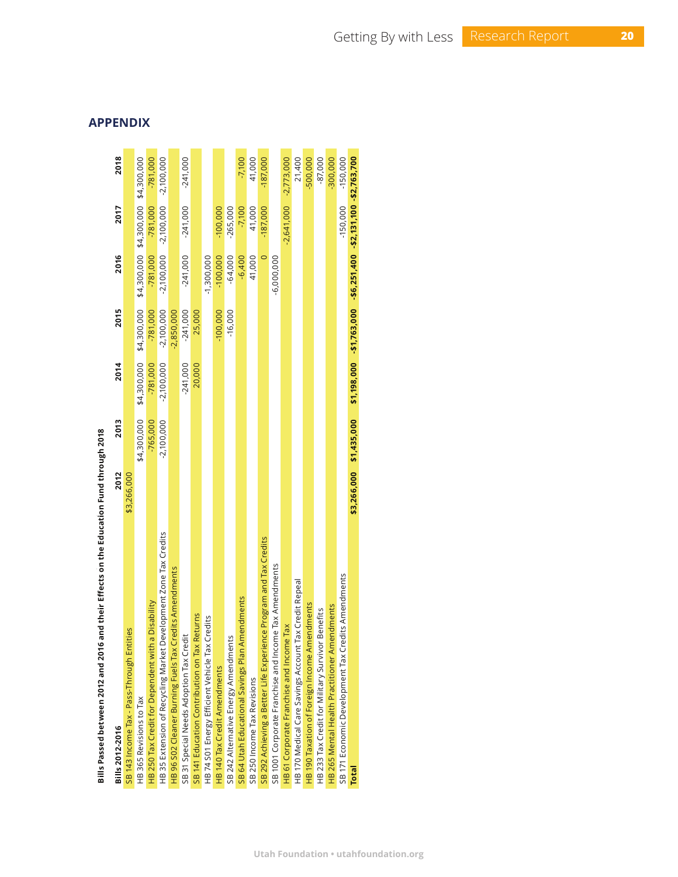## APPENDIX

**Bills Passed between 2012 and 2016 and their Effects on the Education Fund through 2018**

| Bills 2012-2016 | 2012 | 2013 | 2014 | 2015 | 2016 | 2017 | 2018 |
|---|---|---|---|---|---|---|---|
| SB 143 Income Tax - Pass-Through Entities | $3,266,000 | | | | | | |
| HB 365 Revisions to Tax | | $4,300,000 | $4,300,000 | $4,300,000 | $4,300,000 | $4,300,000 | $4,300,000 |
| HB 250 Tax Credit for Dependent with a Disability | | -765,000 | -781,000 | -781,000 | -781,000 | -781,000 | -781,000 |
| HB 35 Extension of Recycling Market Development Zone Tax Credits | | -2,100,000 | -2,100,000 | -2,100,000 | -2,100,000 | -2,100,000 | -2,100,000 |
| HB 96 S02 Cleaner Burning Fuels Tax Credits Amendments | | | | -2,850,000 | | | |
| SB 31 Special Needs Adoption Tax Credit | | | -241,000 | -241,000 | -241,000 | -241,000 | -241,000 |
| SB 141 Education Contribution on Tax Returns | | | 20,000 | 25,000 | | | |
| HB 74 S01 Energy Efficient Vehicle Tax Credits | | | | | -1,300,000 | | |
| HB 140 Tax Credit Amendments | | | | -100,000 | -100,000 | -100,000 | |
| SB 242 Alternative Energy Amendments | | | | -16,000 | -64,000 | -265,000 | |
| SB 64 Utah Educational Savings Plan Amendments | | | | | -6,400 | -7,100 | -7,100 |
| SB 250 Income Tax Revisions | | | | | 41,000 | 41,000 | 41,000 |
| SB 292 Achieving a Better Life Experience Program and Tax Credits | | | | | 0 | -187,000 | -187,000 |
| SB 1001 Corporate Franchise and Income Tax Amendments | | | | | -6,000,000 | | |
| HB 61 Corporate Franchise and Income Tax | | | | | | -2,641,000 | -2,773,000 |
| HB 170 Medical Care Savings Account Tax Credit Repeal | | | | | | | 21,400 |
| HB 190 Taxation of Foreign Income Amendments | | | | | | | -500,000 |
| HB 233 Tax Credit for Military Survivor Benefits | | | | | | | -87,000 |
| HB 265 Mental Health Practitioner Amendments | | | | | | | -300,000 |
| SB 171 Economic Development Tax Credits Amendments | | | | | | -150,000 | -150,000 |
| **Total** | **$3,266,000** | **$1,435,000** | **$1,198,000** | **-$1,763,000** | **-$6,251,400** | **-$2,131,100** | **-$2,763,700** |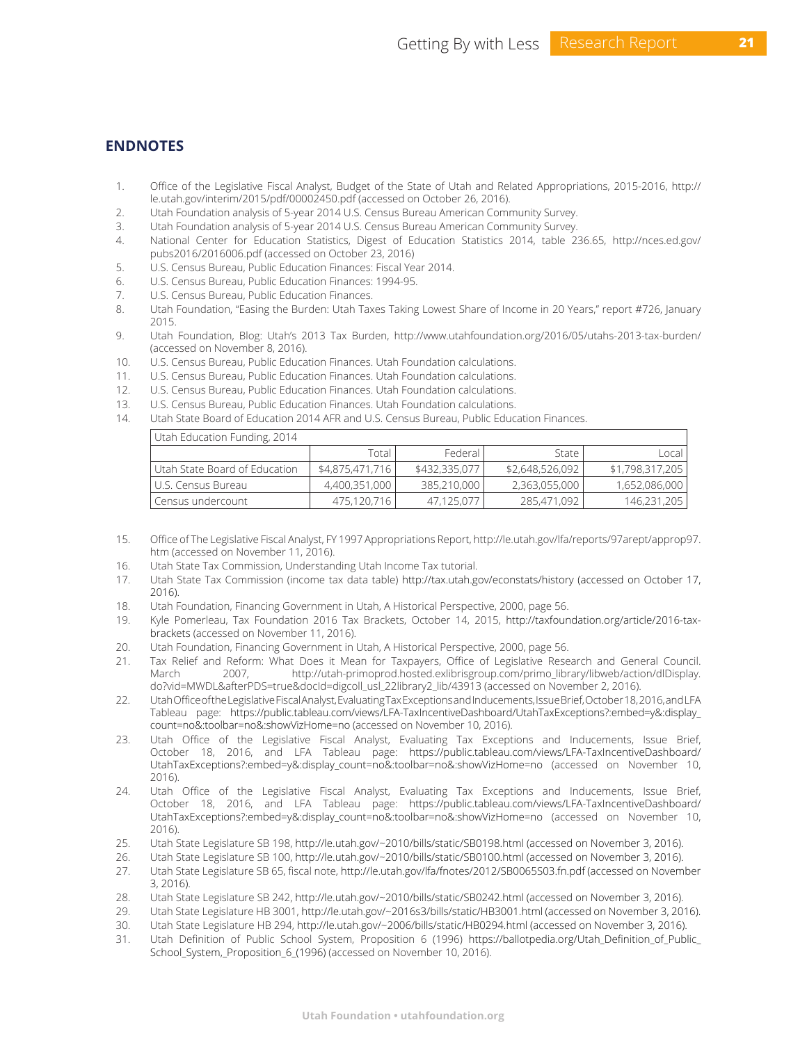## ENDNOTES

1. Office of the Legislative Fiscal Analyst, Budget of the State of Utah and Related Appropriations, 2015-2016, http://le.utah.gov/interim/2015/pdf/00002450.pdf (accessed on October 26, 2016).
2. Utah Foundation analysis of 5-year 2014 U.S. Census Bureau American Community Survey.
3. Utah Foundation analysis of 5-year 2014 U.S. Census Bureau American Community Survey.
4. National Center for Education Statistics, Digest of Education Statistics 2014, table 236.65, http://nces.ed.gov/pubs2016/2016006.pdf (accessed on October 23, 2016)
5. U.S. Census Bureau, Public Education Finances: Fiscal Year 2014.
6. U.S. Census Bureau, Public Education Finances: 1994-95.
7. U.S. Census Bureau, Public Education Finances.
8. Utah Foundation, "Easing the Burden: Utah Taxes Taking Lowest Share of Income in 20 Years," report #726, January 2015.
9. Utah Foundation, Blog: Utah's 2013 Tax Burden, http://www.utahfoundation.org/2016/05/utahs-2013-tax-burden/ (accessed on November 8, 2016).
10. U.S. Census Bureau, Public Education Finances. Utah Foundation calculations.
11. U.S. Census Bureau, Public Education Finances. Utah Foundation calculations.
12. U.S. Census Bureau, Public Education Finances. Utah Foundation calculations.
13. U.S. Census Bureau, Public Education Finances. Utah Foundation calculations.
14. Utah State Board of Education 2014 AFR and U.S. Census Bureau, Public Education Finances.

| Utah Education Funding, 2014 | | | | |
|---|---|---|---|---|
| | Total | Federal | State | Local |
| Utah State Board of Education | $4,875,471,716 | $432,335,077 | $2,648,526,092 | $1,798,317,205 |
| U.S. Census Bureau | 4,400,351,000 | 385,210,000 | 2,363,055,000 | 1,652,086,000 |
| Census undercount | 475,120,716 | 47,125,077 | 285,471,092 | 146,231,205 |

15. Office of The Legislative Fiscal Analyst, FY 1997 Appropriations Report, http://le.utah.gov/lfa/reports/97arept/approp97.htm (accessed on November 11, 2016).
16. Utah State Tax Commission, Understanding Utah Income Tax tutorial.
17. Utah State Tax Commission (income tax data table) http://tax.utah.gov/econstats/history (accessed on October 17, 2016).
18. Utah Foundation, Financing Government in Utah, A Historical Perspective, 2000, page 56.
19. Kyle Pomerleau, Tax Foundation 2016 Tax Brackets, October 14, 2015, http://taxfoundation.org/article/2016-tax-brackets (accessed on November 11, 2016).
20. Utah Foundation, Financing Government in Utah, A Historical Perspective, 2000, page 56.
21. Tax Relief and Reform: What Does it Mean for Taxpayers, Office of Legislative Research and General Council. March 2007, http://utah-primoprod.hosted.exlibrisgroup.com/primo_library/libweb/action/dlDisplay.do?vid=MWDL&afterPDS=true&docId=digcoll_usl_22library2_lib/43913 (accessed on November 2, 2016).
22. Utah Office of the Legislative Fiscal Analyst, Evaluating Tax Exceptions and Inducements, Issue Brief, October 18, 2016, and LFA Tableau page: https://public.tableau.com/views/LFA-TaxIncentiveDashboard/UtahTaxExceptions?:embed=y&:display_count=no&:toolbar=no&:showVizHome=no (accessed on November 10, 2016).
23. Utah Office of the Legislative Fiscal Analyst, Evaluating Tax Exceptions and Inducements, Issue Brief, October 18, 2016, and LFA Tableau page: https://public.tableau.com/views/LFA-TaxIncentiveDashboard/UtahTaxExceptions?:embed=y&:display_count=no&:toolbar=no&:showVizHome=no (accessed on November 10, 2016).
24. Utah Office of the Legislative Fiscal Analyst, Evaluating Tax Exceptions and Inducements, Issue Brief, October 18, 2016, and LFA Tableau page: https://public.tableau.com/views/LFA-TaxIncentiveDashboard/UtahTaxExceptions?:embed=y&:display_count=no&:toolbar=no&:showVizHome=no (accessed on November 10, 2016).
25. Utah State Legislature SB 198, http://le.utah.gov/~2010/bills/static/SB0198.html (accessed on November 3, 2016).
26. Utah State Legislature SB 100, http://le.utah.gov/~2010/bills/static/SB0100.html (accessed on November 3, 2016).
27. Utah State Legislature SB 65, fiscal note, http://le.utah.gov/lfa/fnotes/2012/SB0065S03.fn.pdf (accessed on November 3, 2016).
28. Utah State Legislature SB 242, http://le.utah.gov/~2010/bills/static/SB0242.html (accessed on November 3, 2016).
29. Utah State Legislature HB 3001, http://le.utah.gov/~2016s3/bills/static/HB3001.html (accessed on November 3, 2016).
30. Utah State Legislature HB 294, http://le.utah.gov/~2006/bills/static/HB0294.html (accessed on November 3, 2016).
31. Utah Definition of Public School System, Proposition 6 (1996) https://ballotpedia.org/Utah_Definition_of_Public_School_System,_Proposition_6_(1996) (accessed on November 10, 2016).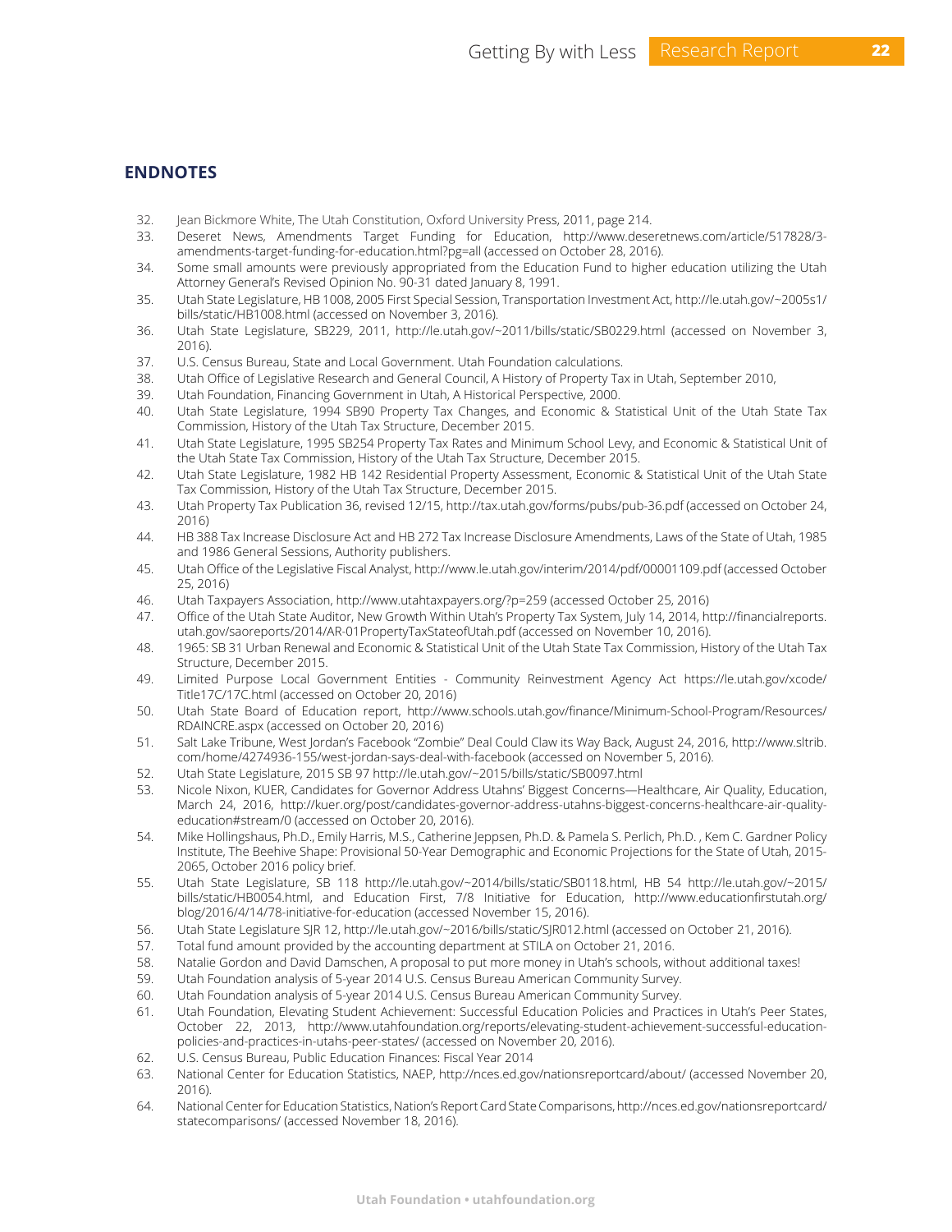## ENDNOTES

32. Jean Bickmore White, The Utah Constitution, Oxford University Press, 2011, page 214.
33. Deseret News, Amendments Target Funding for Education, http://www.deseretnews.com/article/517828/3-amendments-target-funding-for-education.html?pg=all (accessed on October 28, 2016).
34. Some small amounts were previously appropriated from the Education Fund to higher education utilizing the Utah Attorney General's Revised Opinion No. 90-31 dated January 8, 1991.
35. Utah State Legislature, HB 1008, 2005 First Special Session, Transportation Investment Act, http://le.utah.gov/~2005s1/bills/static/HB1008.html (accessed on November 3, 2016).
36. Utah State Legislature, SB229, 2011, http://le.utah.gov/~2011/bills/static/SB0229.html (accessed on November 3, 2016).
37. U.S. Census Bureau, State and Local Government. Utah Foundation calculations.
38. Utah Office of Legislative Research and General Council, A History of Property Tax in Utah, September 2010,
39. Utah Foundation, Financing Government in Utah, A Historical Perspective, 2000.
40. Utah State Legislature, 1994 SB90 Property Tax Changes, and Economic & Statistical Unit of the Utah State Tax Commission, History of the Utah Tax Structure, December 2015.
41. Utah State Legislature, 1995 SB254 Property Tax Rates and Minimum School Levy, and Economic & Statistical Unit of the Utah State Tax Commission, History of the Utah Tax Structure, December 2015.
42. Utah State Legislature, 1982 HB 142 Residential Property Assessment, Economic & Statistical Unit of the Utah State Tax Commission, History of the Utah Tax Structure, December 2015.
43. Utah Property Tax Publication 36, revised 12/15, http://tax.utah.gov/forms/pubs/pub-36.pdf (accessed on October 24, 2016)
44. HB 388 Tax Increase Disclosure Act and HB 272 Tax Increase Disclosure Amendments, Laws of the State of Utah, 1985 and 1986 General Sessions, Authority publishers.
45. Utah Office of the Legislative Fiscal Analyst, http://www.le.utah.gov/interim/2014/pdf/00001109.pdf (accessed October 25, 2016)
46. Utah Taxpayers Association, http://www.utahtaxpayers.org/?p=259 (accessed October 25, 2016)
47. Office of the Utah State Auditor, New Growth Within Utah's Property Tax System, July 14, 2014, http://financialreports.utah.gov/saoreports/2014/AR-01PropertyTaxStateofUtah.pdf (accessed on November 10, 2016).
48. 1965: SB 31 Urban Renewal and Economic & Statistical Unit of the Utah State Tax Commission, History of the Utah Tax Structure, December 2015.
49. Limited Purpose Local Government Entities - Community Reinvestment Agency Act https://le.utah.gov/xcode/Title17C/17C.html (accessed on October 20, 2016)
50. Utah State Board of Education report, http://www.schools.utah.gov/finance/Minimum-School-Program/Resources/RDAINCRE.aspx (accessed on October 20, 2016)
51. Salt Lake Tribune, West Jordan's Facebook "Zombie" Deal Could Claw its Way Back, August 24, 2016, http://www.sltrib.com/home/4274936-155/west-jordan-says-deal-with-facebook (accessed on November 5, 2016).
52. Utah State Legislature, 2015 SB 97 http://le.utah.gov/~2015/bills/static/SB0097.html
53. Nicole Nixon, KUER, Candidates for Governor Address Utahns' Biggest Concerns—Healthcare, Air Quality, Education, March 24, 2016, http://kuer.org/post/candidates-governor-address-utahns-biggest-concerns-healthcare-air-quality-education#stream/0 (accessed on October 20, 2016).
54. Mike Hollingshaus, Ph.D., Emily Harris, M.S., Catherine Jeppsen, Ph.D. & Pamela S. Perlich, Ph.D. , Kem C. Gardner Policy Institute, The Beehive Shape: Provisional 50-Year Demographic and Economic Projections for the State of Utah, 2015-2065, October 2016 policy brief.
55. Utah State Legislature, SB 118 http://le.utah.gov/~2014/bills/static/SB0118.html, HB 54 http://le.utah.gov/~2015/bills/static/HB0054.html, and Education First, 7/8 Initiative for Education, http://www.educationfirstutah.org/blog/2016/4/14/78-initiative-for-education (accessed November 15, 2016).
56. Utah State Legislature SJR 12, http://le.utah.gov/~2016/bills/static/SJR012.html (accessed on October 21, 2016).
57. Total fund amount provided by the accounting department at STILA on October 21, 2016.
58. Natalie Gordon and David Damschen, A proposal to put more money in Utah's schools, without additional taxes!
59. Utah Foundation analysis of 5-year 2014 U.S. Census Bureau American Community Survey.
60. Utah Foundation analysis of 5-year 2014 U.S. Census Bureau American Community Survey.
61. Utah Foundation, Elevating Student Achievement: Successful Education Policies and Practices in Utah's Peer States, October 22, 2013, http://www.utahfoundation.org/reports/elevating-student-achievement-successful-education-policies-and-practices-in-utahs-peer-states/ (accessed on November 20, 2016).
62. U.S. Census Bureau, Public Education Finances: Fiscal Year 2014
63. National Center for Education Statistics, NAEP, http://nces.ed.gov/nationsreportcard/about/ (accessed November 20, 2016).
64. National Center for Education Statistics, Nation's Report Card State Comparisons, http://nces.ed.gov/nationsreportcard/statecomparisons/ (accessed November 18, 2016).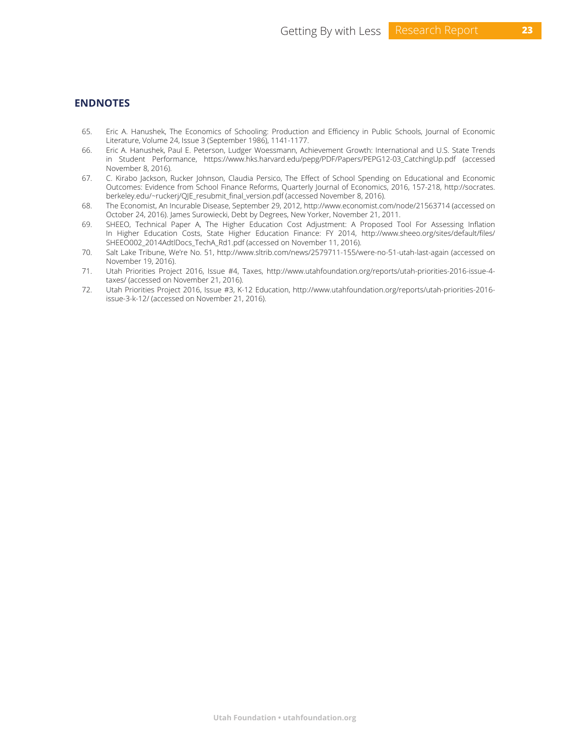## ENDNOTES

65. Eric A. Hanushek, The Economics of Schooling: Production and Efficiency in Public Schools, Journal of Economic Literature, Volume 24, Issue 3 (September 1986), 1141-1177.
66. Eric A. Hanushek, Paul E. Peterson, Ludger Woessmann, Achievement Growth: International and U.S. State Trends in Student Performance, https://www.hks.harvard.edu/pepg/PDF/Papers/PEPG12-03_CatchingUp.pdf (accessed November 8, 2016).
67. C. Kirabo Jackson, Rucker Johnson, Claudia Persico, The Effect of School Spending on Educational and Economic Outcomes: Evidence from School Finance Reforms, Quarterly Journal of Economics, 2016, 157-218, http://socrates.berkeley.edu/~ruckerj/QJE_resubmit_final_version.pdf (accessed November 8, 2016).
68. The Economist, An Incurable Disease, September 29, 2012, http://www.economist.com/node/21563714 (accessed on October 24, 2016). James Surowiecki, Debt by Degrees, New Yorker, November 21, 2011.
69. SHEEO, Technical Paper A, The Higher Education Cost Adjustment: A Proposed Tool For Assessing Inflation In Higher Education Costs, State Higher Education Finance: FY 2014, http://www.sheeo.org/sites/default/files/SHEEO002_2014AdtlDocs_TechA_Rd1.pdf (accessed on November 11, 2016).
70. Salt Lake Tribune, We're No. 51, http://www.sltrib.com/news/2579711-155/were-no-51-utah-last-again (accessed on November 19, 2016).
71. Utah Priorities Project 2016, Issue #4, Taxes, http://www.utahfoundation.org/reports/utah-priorities-2016-issue-4-taxes/ (accessed on November 21, 2016).
72. Utah Priorities Project 2016, Issue #3, K-12 Education, http://www.utahfoundation.org/reports/utah-priorities-2016-issue-3-k-12/ (accessed on November 21, 2016).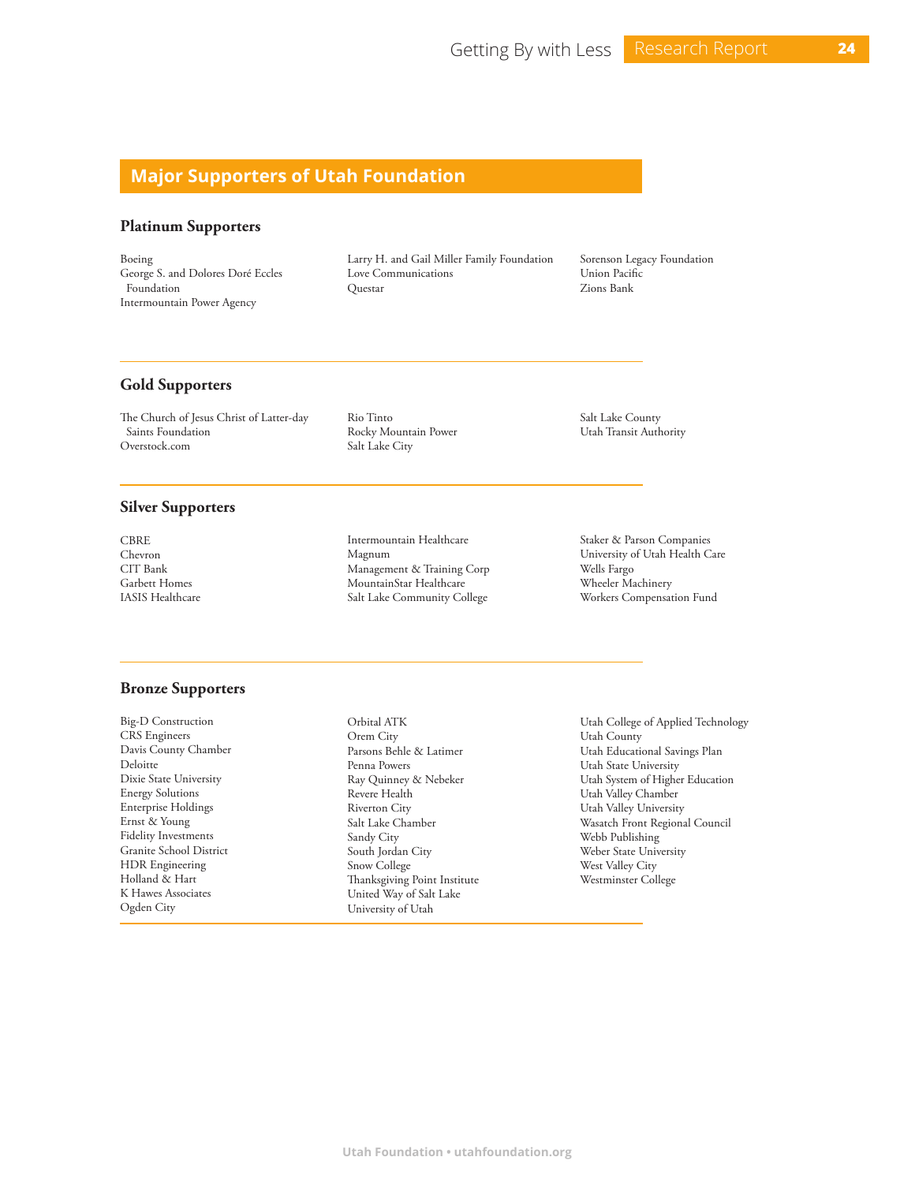## Major Supporters of Utah Foundation

### Platinum Supporters

Boeing
George S. and Dolores Doré Eccles Foundation
Intermountain Power Agency
Larry H. and Gail Miller Family Foundation
Love Communications
Questar
Sorenson Legacy Foundation
Union Pacific
Zions Bank

### Gold Supporters

The Church of Jesus Christ of Latter-day Saints Foundation
Overstock.com
Rio Tinto
Rocky Mountain Power
Salt Lake City
Salt Lake County
Utah Transit Authority

### Silver Supporters

CBRE
Chevron
CIT Bank
Garbett Homes
IASIS Healthcare
Intermountain Healthcare
Magnum
Management & Training Corp
MountainStar Healthcare
Salt Lake Community College
Staker & Parson Companies
University of Utah Health Care
Wells Fargo
Wheeler Machinery
Workers Compensation Fund

### Bronze Supporters

Big-D Construction
CRS Engineers
Davis County Chamber
Deloitte
Dixie State University
Energy Solutions
Enterprise Holdings
Ernst & Young
Fidelity Investments
Granite School District
HDR Engineering
Holland & Hart
K Hawes Associates
Ogden City
Orbital ATK
Orem City
Parsons Behle & Latimer
Penna Powers
Ray Quinney & Nebeker
Revere Health
Riverton City
Salt Lake Chamber
Sandy City
South Jordan City
Snow College
Thanksgiving Point Institute
United Way of Salt Lake
University of Utah
Utah College of Applied Technology
Utah County
Utah Educational Savings Plan
Utah State University
Utah System of Higher Education
Utah Valley Chamber
Utah Valley University
Wasatch Front Regional Council
Webb Publishing
Weber State University
West Valley City
Westminster College